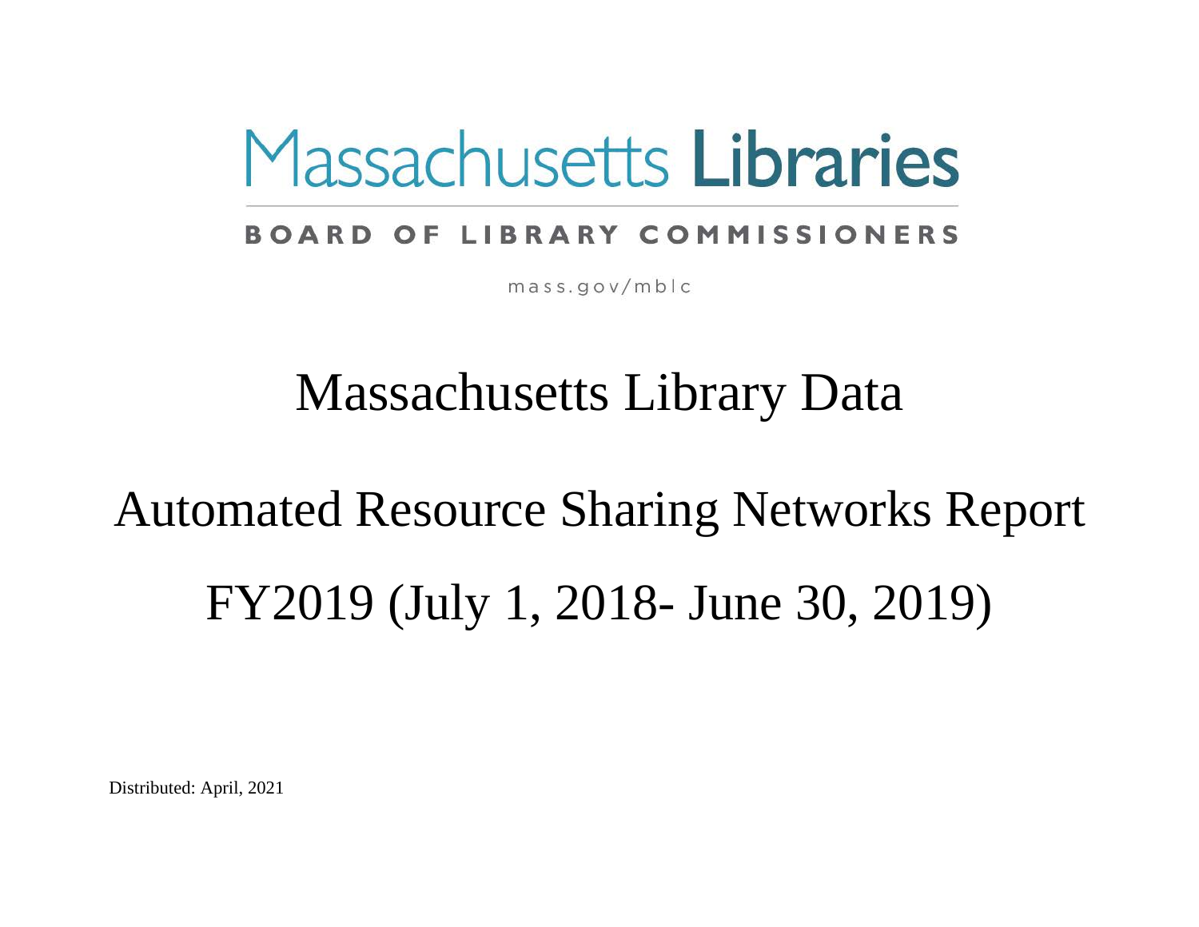# Massachusetts Libraries

**BOARD OF LIBRARY COMMISSIONERS**

mass.gov/mblc

# Massachusetts Library Data

# Automated Resource Sharing Networks Report

# FY2019 (July 1, 2018- June 30, 2019)

Distributed: April, 2021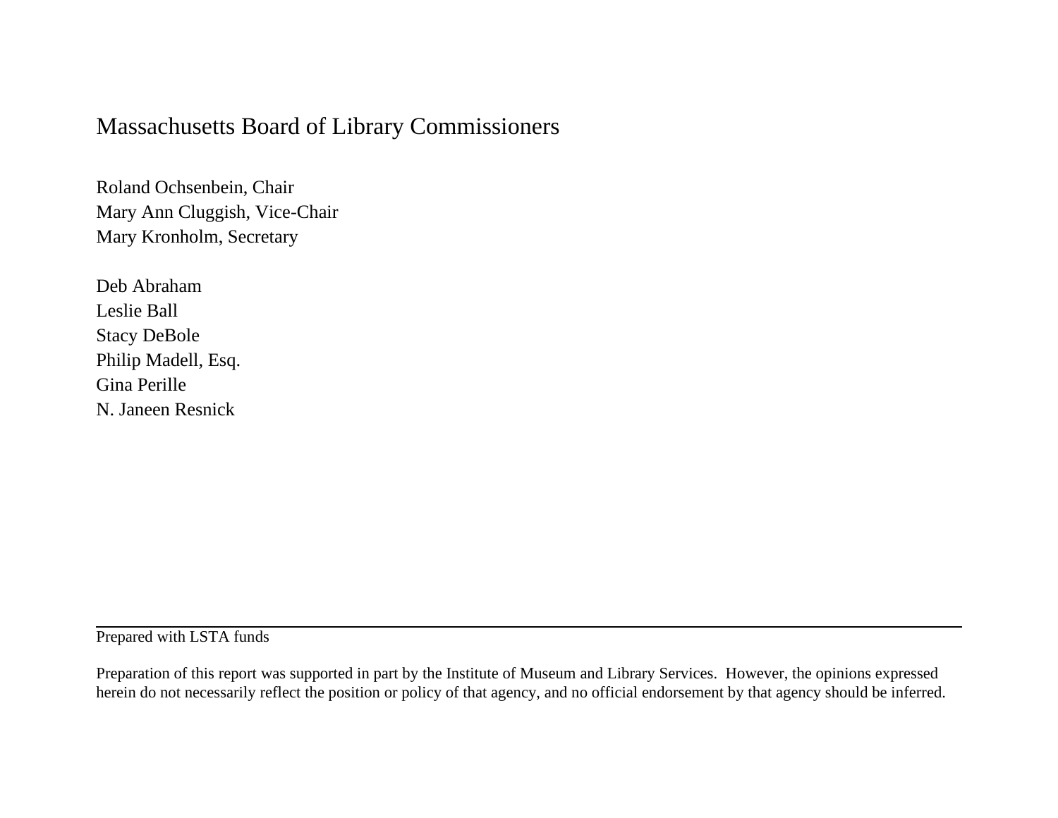# Massachusetts Board of Library Commissioners

Roland Ochsenbein, Chair
Mary Ann Cluggish, Vice-Chair
Mary Kronholm, Secretary

Deb Abraham
Leslie Ball
Stacy DeBole
Philip Madell, Esq.
Gina Perille
N. Janeen Resnick

---

Prepared with LSTA funds

Preparation of this report was supported in part by the Institute of Museum and Library Services. However, the opinions expressed herein do not necessarily reflect the position or policy of that agency, and no official endorsement by that agency should be inferred.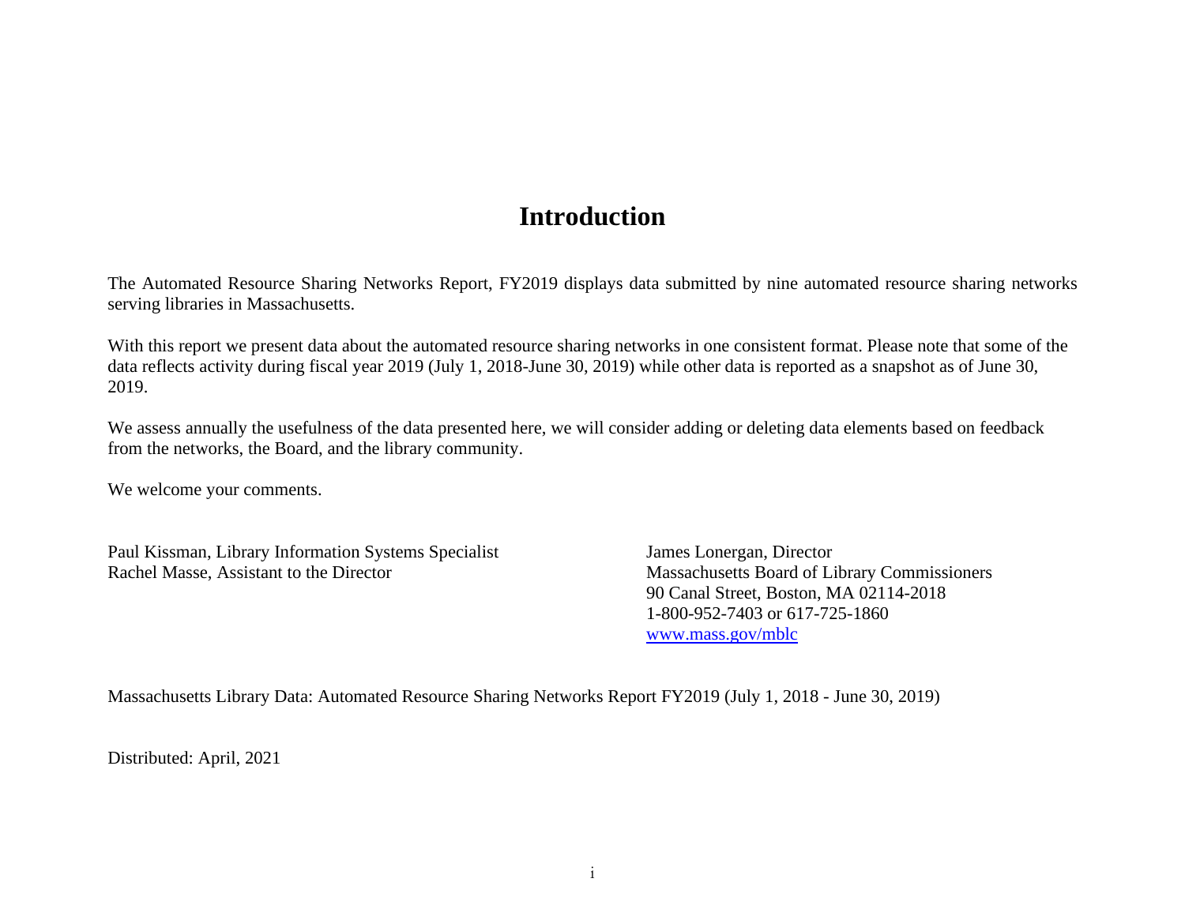# Introduction

The Automated Resource Sharing Networks Report, FY2019 displays data submitted by nine automated resource sharing networks serving libraries in Massachusetts.

With this report we present data about the automated resource sharing networks in one consistent format. Please note that some of the data reflects activity during fiscal year 2019 (July 1, 2018-June 30, 2019) while other data is reported as a snapshot as of June 30, 2019.

We assess annually the usefulness of the data presented here, we will consider adding or deleting data elements based on feedback from the networks, the Board, and the library community.

We welcome your comments.

Paul Kissman, Library Information Systems Specialist
Rachel Masse, Assistant to the Director

James Lonergan, Director
Massachusetts Board of Library Commissioners
90 Canal Street, Boston, MA 02114-2018
1-800-952-7403 or 617-725-1860
www.mass.gov/mblc

Massachusetts Library Data: Automated Resource Sharing Networks Report FY2019 (July 1, 2018 - June 30, 2019)

Distributed: April, 2021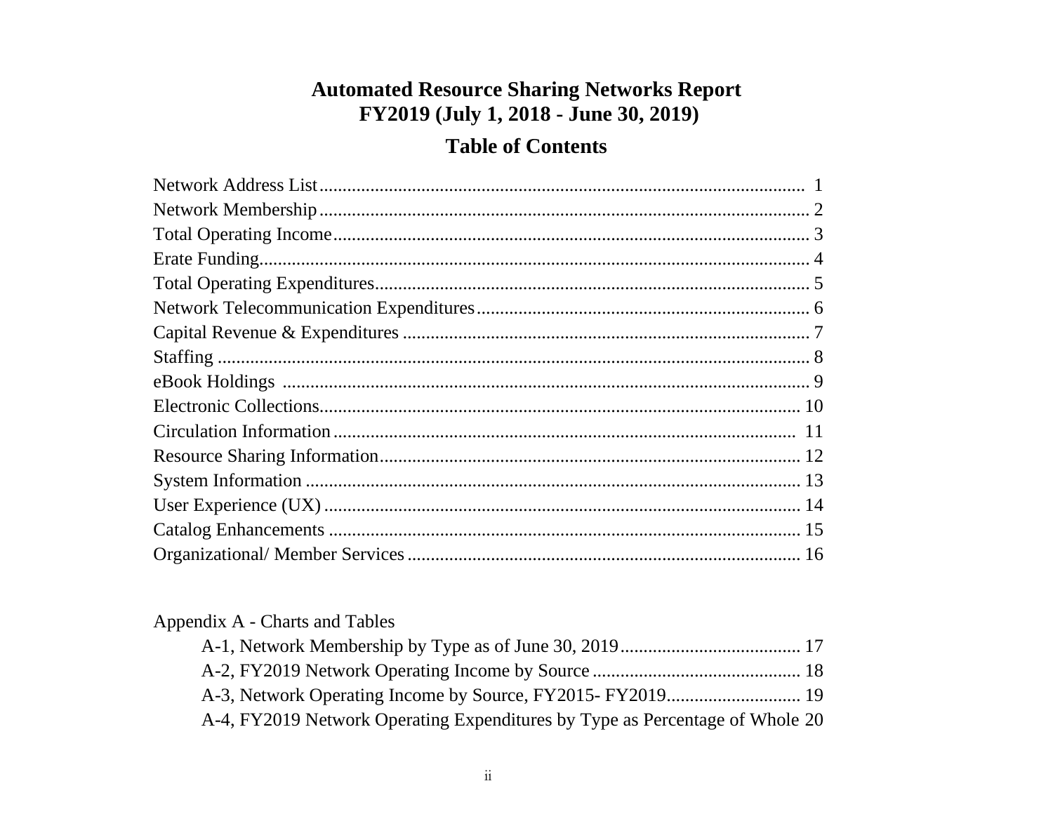# Automated Resource Sharing Networks Report
# FY2019 (July 1, 2018 - June 30, 2019)

## Table of Contents

Network Address List........................................................................................................ 1
Network Membership......................................................................................................... 2
Total Operating Income...................................................................................................... 3
Erate Funding...................................................................................................................... 4
Total Operating Expenditures............................................................................................ 5
Network Telecommunication Expenditures....................................................................... 6
Capital Revenue & Expenditures ...................................................................................... 7
Staffing ................................................................................................................................ 8
eBook Holdings ................................................................................................................. 9
Electronic Collections....................................................................................................... 10
Circulation Information .................................................................................................... 11
Resource Sharing Information.......................................................................................... 12
System Information .......................................................................................................... 13
User Experience (UX) ...................................................................................................... 14
Catalog Enhancements ..................................................................................................... 15
Organizational/ Member Services .................................................................................... 16

Appendix A - Charts and Tables

- A-1, Network Membership by Type as of June 30, 2019....................................... 17
- A-2, FY2019 Network Operating Income by Source ............................................. 18
- A-3, Network Operating Income by Source, FY2015- FY2019............................. 19
- A-4, FY2019 Network Operating Expenditures by Type as Percentage of Whole 20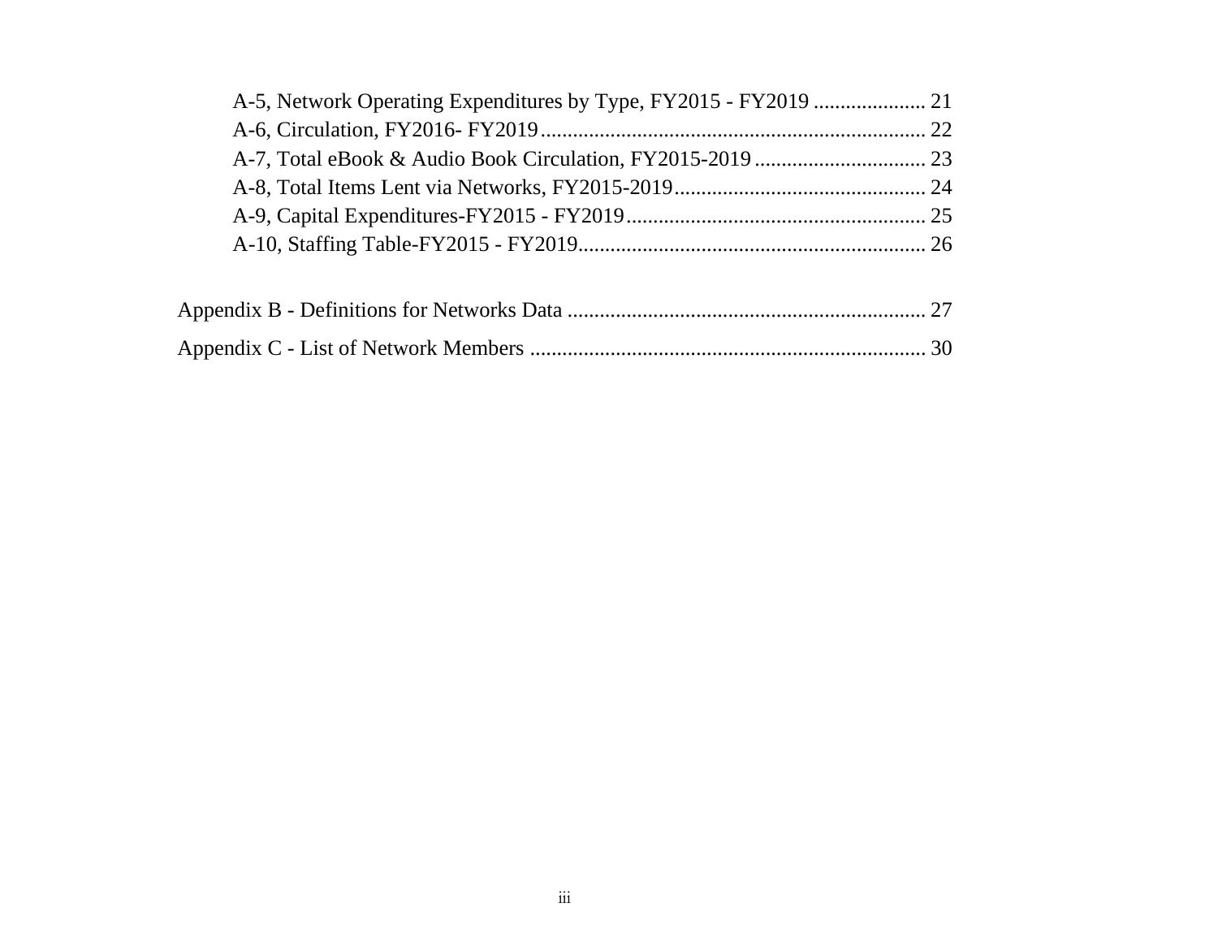A-5, Network Operating Expenditures by Type, FY2015 - FY2019 ..................... 21
A-6, Circulation, FY2016- FY2019 ....................................................................... 22
A-7, Total eBook & Audio Book Circulation, FY2015-2019 ................................ 23
A-8, Total Items Lent via Networks, FY2015-2019 ............................................... 24
A-9, Capital Expenditures-FY2015 - FY2019 ....................................................... 25
A-10, Staffing Table-FY2015 - FY2019 ................................................................ 26

Appendix B - Definitions for Networks Data .................................................................. 27

Appendix C - List of Network Members ......................................................................... 30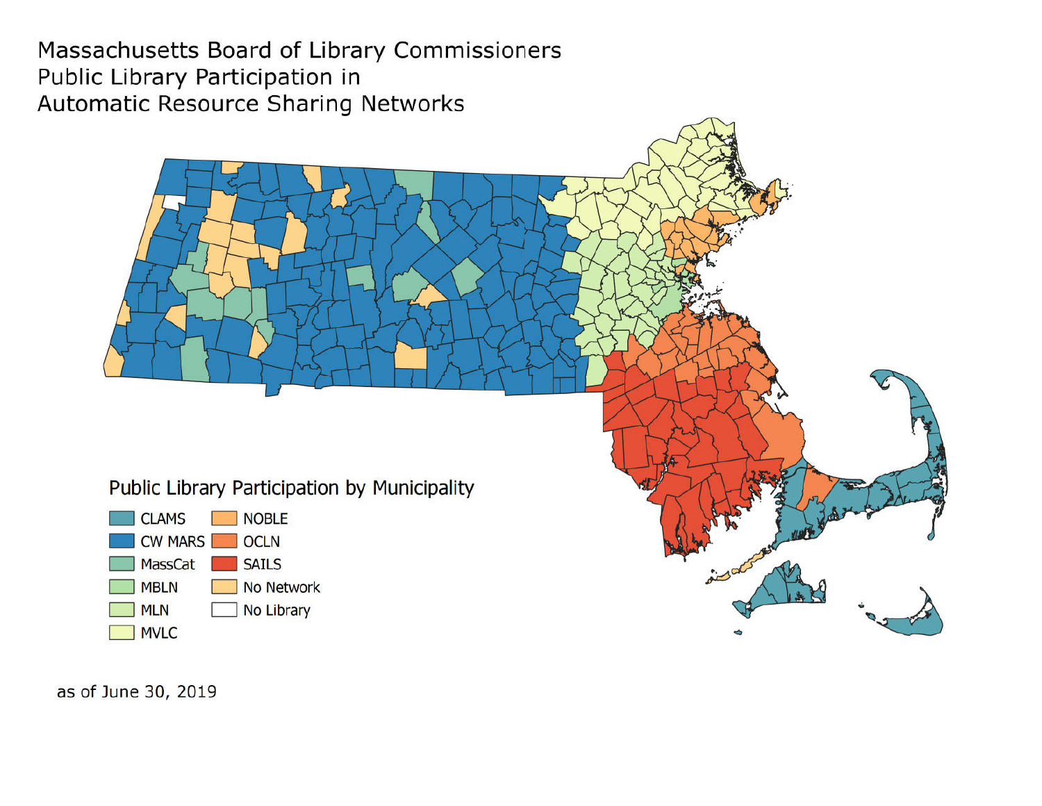Massachusetts Board of Library Commissioners
Public Library Participation in
Automatic Resource Sharing Networks

Public Library Participation by Municipality

- CLAMS
- CW MARS
- MassCat
- MBLN
- MLN
- MVLC
- NOBLE
- OCLN
- SAILS
- No Network
- No Library

as of June 30, 2019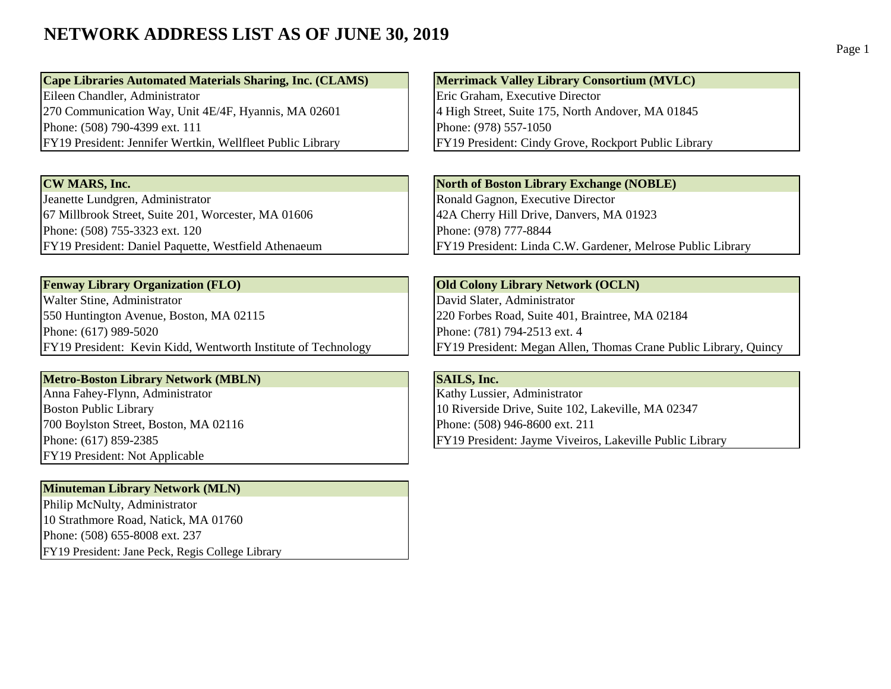# NETWORK ADDRESS LIST AS OF JUNE 30, 2019

| Cape Libraries Automated Materials Sharing, Inc. (CLAMS) |
| --- |
| Eileen Chandler, Administrator |
| 270 Communication Way, Unit 4E/4F, Hyannis, MA 02601 |
| Phone: (508) 790-4399 ext. 111 |
| FY19 President: Jennifer Wertkin, Wellfleet Public Library |

| CW MARS, Inc. |
| --- |
| Jeanette Lundgren, Administrator |
| 67 Millbrook Street, Suite 201, Worcester, MA 01606 |
| Phone: (508) 755-3323 ext. 120 |
| FY19 President: Daniel Paquette, Westfield Athenaeum |

| Fenway Library Organization (FLO) |
| --- |
| Walter Stine, Administrator |
| 550 Huntington Avenue, Boston, MA 02115 |
| Phone: (617) 989-5020 |
| FY19 President: Kevin Kidd, Wentworth Institute of Technology |

| Metro-Boston Library Network (MBLN) |
| --- |
| Anna Fahey-Flynn, Administrator |
| Boston Public Library |
| 700 Boylston Street, Boston, MA 02116 |
| Phone: (617) 859-2385 |
| FY19 President: Not Applicable |

| Minuteman Library Network (MLN) |
| --- |
| Philip McNulty, Administrator |
| 10 Strathmore Road, Natick, MA 01760 |
| Phone: (508) 655-8008 ext. 237 |
| FY19 President: Jane Peck, Regis College Library |

| Merrimack Valley Library Consortium (MVLC) |
| --- |
| Eric Graham, Executive Director |
| 4 High Street, Suite 175, North Andover, MA 01845 |
| Phone: (978) 557-1050 |
| FY19 President: Cindy Grove, Rockport Public Library |

| North of Boston Library Exchange (NOBLE) |
| --- |
| Ronald Gagnon, Executive Director |
| 42A Cherry Hill Drive, Danvers, MA 01923 |
| Phone: (978) 777-8844 |
| FY19 President: Linda C.W. Gardener, Melrose Public Library |

| Old Colony Library Network (OCLN) |
| --- |
| David Slater, Administrator |
| 220 Forbes Road, Suite 401, Braintree, MA 02184 |
| Phone: (781) 794-2513 ext. 4 |
| FY19 President: Megan Allen, Thomas Crane Public Library, Quincy |

| SAILS, Inc. |
| --- |
| Kathy Lussier, Administrator |
| 10 Riverside Drive, Suite 102, Lakeville, MA 02347 |
| Phone: (508) 946-8600 ext. 211 |
| FY19 President: Jayme Viveiros, Lakeville Public Library |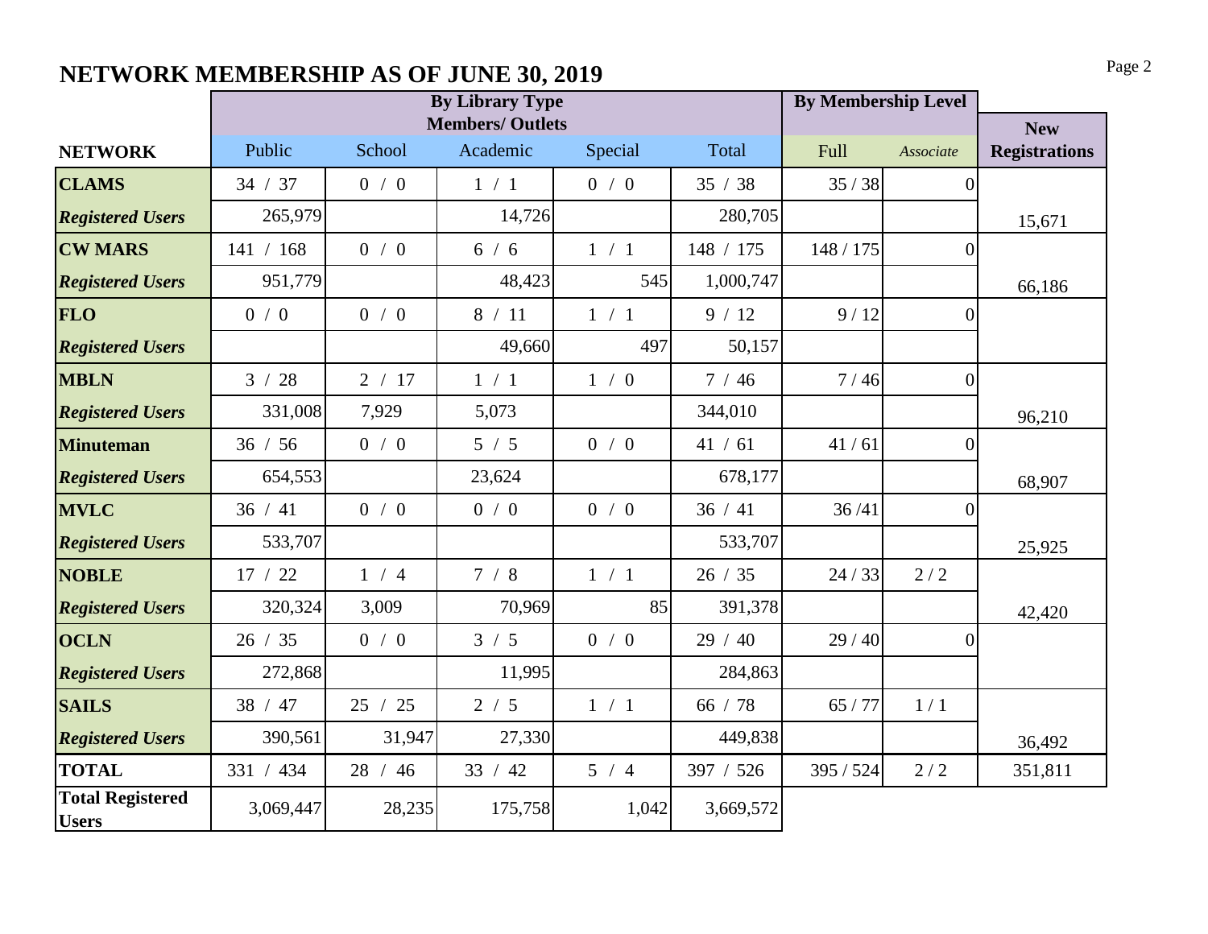# NETWORK MEMBERSHIP AS OF JUNE 30, 2019

| NETWORK | By Library Type Members/ Outlets | | | | | By Membership Level | | New Registrations |
|---|---|---|---|---|---|---|---|---|
| | Public | School | Academic | Special | Total | Full | *Associate* | |
| **CLAMS** | 34 / 37 | 0 / 0 | 1 / 1 | 0 / 0 | 35 / 38 | 35 / 38 | 0 | 15,671 |
| ***Registered Users*** | 265,979 | | 14,726 | | 280,705 | | | |
| **CW MARS** | 141 / 168 | 0 / 0 | 6 / 6 | 1 / 1 | 148 / 175 | 148 / 175 | 0 | 66,186 |
| ***Registered Users*** | 951,779 | | 48,423 | 545 | 1,000,747 | | | |
| **FLO** | 0 / 0 | 0 / 0 | 8 / 11 | 1 / 1 | 9 / 12 | 9 / 12 | 0 | |
| ***Registered Users*** | | | 49,660 | 497 | 50,157 | | | |
| **MBLN** | 3 / 28 | 2 / 17 | 1 / 1 | 1 / 0 | 7 / 46 | 7 / 46 | 0 | 96,210 |
| ***Registered Users*** | 331,008 | 7,929 | 5,073 | | 344,010 | | | |
| **Minuteman** | 36 / 56 | 0 / 0 | 5 / 5 | 0 / 0 | 41 / 61 | 41 / 61 | 0 | 68,907 |
| ***Registered Users*** | 654,553 | | 23,624 | | 678,177 | | | |
| **MVLC** | 36 / 41 | 0 / 0 | 0 / 0 | 0 / 0 | 36 / 41 | 36 /41 | 0 | 25,925 |
| ***Registered Users*** | 533,707 | | | | 533,707 | | | |
| **NOBLE** | 17 / 22 | 1 / 4 | 7 / 8 | 1 / 1 | 26 / 35 | 24 / 33 | 2 / 2 | 42,420 |
| ***Registered Users*** | 320,324 | 3,009 | 70,969 | 85 | 391,378 | | | |
| **OCLN** | 26 / 35 | 0 / 0 | 3 / 5 | 0 / 0 | 29 / 40 | 29 / 40 | 0 | |
| ***Registered Users*** | 272,868 | | 11,995 | | 284,863 | | | |
| **SAILS** | 38 / 47 | 25 / 25 | 2 / 5 | 1 / 1 | 66 / 78 | 65 / 77 | 1 / 1 | 36,492 |
| ***Registered Users*** | 390,561 | 31,947 | 27,330 | | 449,838 | | | |
| **TOTAL** | 331 / 434 | 28 / 46 | 33 / 42 | 5 / 4 | 397 / 526 | 395 / 524 | 2 / 2 | 351,811 |
| **Total Registered Users** | 3,069,447 | 28,235 | 175,758 | 1,042 | 3,669,572 | | | |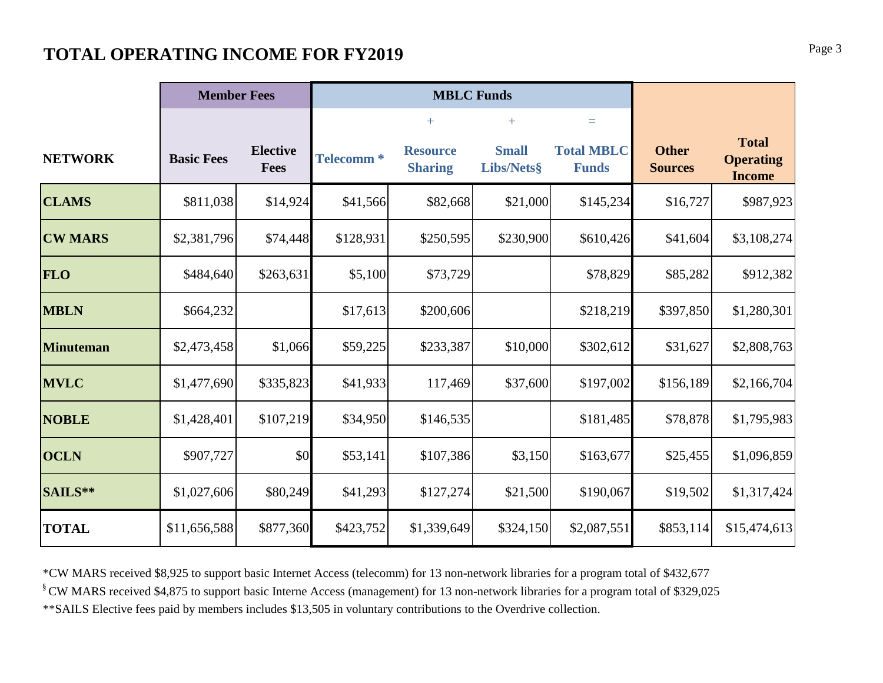# TOTAL OPERATING INCOME FOR FY2019

| | Member Fees | | MBLC Funds | | | | | |
|---|---|---|---|---|---|---|---|---|
| | | | | + | + | = | | |
| NETWORK | Basic Fees | Elective Fees | Telecomm * | Resource Sharing | Small Libs/Nets§ | Total MBLC Funds | Other Sources | Total Operating Income |
| CLAMS | $811,038 | $14,924 | $41,566 | $82,668 | $21,000 | $145,234 | $16,727 | $987,923 |
| CW MARS | $2,381,796 | $74,448 | $128,931 | $250,595 | $230,900 | $610,426 | $41,604 | $3,108,274 |
| FLO | $484,640 | $263,631 | $5,100 | $73,729 | | $78,829 | $85,282 | $912,382 |
| MBLN | $664,232 | | $17,613 | $200,606 | | $218,219 | $397,850 | $1,280,301 |
| Minuteman | $2,473,458 | $1,066 | $59,225 | $233,387 | $10,000 | $302,612 | $31,627 | $2,808,763 |
| MVLC | $1,477,690 | $335,823 | $41,933 | 117,469 | $37,600 | $197,002 | $156,189 | $2,166,704 |
| NOBLE | $1,428,401 | $107,219 | $34,950 | $146,535 | | $181,485 | $78,878 | $1,795,983 |
| OCLN | $907,727 | $0 | $53,141 | $107,386 | $3,150 | $163,677 | $25,455 | $1,096,859 |
| SAILS** | $1,027,606 | $80,249 | $41,293 | $127,274 | $21,500 | $190,067 | $19,502 | $1,317,424 |
| TOTAL | $11,656,588 | $877,360 | $423,752 | $1,339,649 | $324,150 | $2,087,551 | $853,114 | $15,474,613 |

*CW MARS received $8,925 to support basic Internet Access (telecomm) for 13 non-network libraries for a program total of $432,677

§ CW MARS received $4,875 to support basic Interne Access (management) for 13 non-network libraries for a program total of $329,025

**SAILS Elective fees paid by members includes $13,505 in voluntary contributions to the Overdrive collection.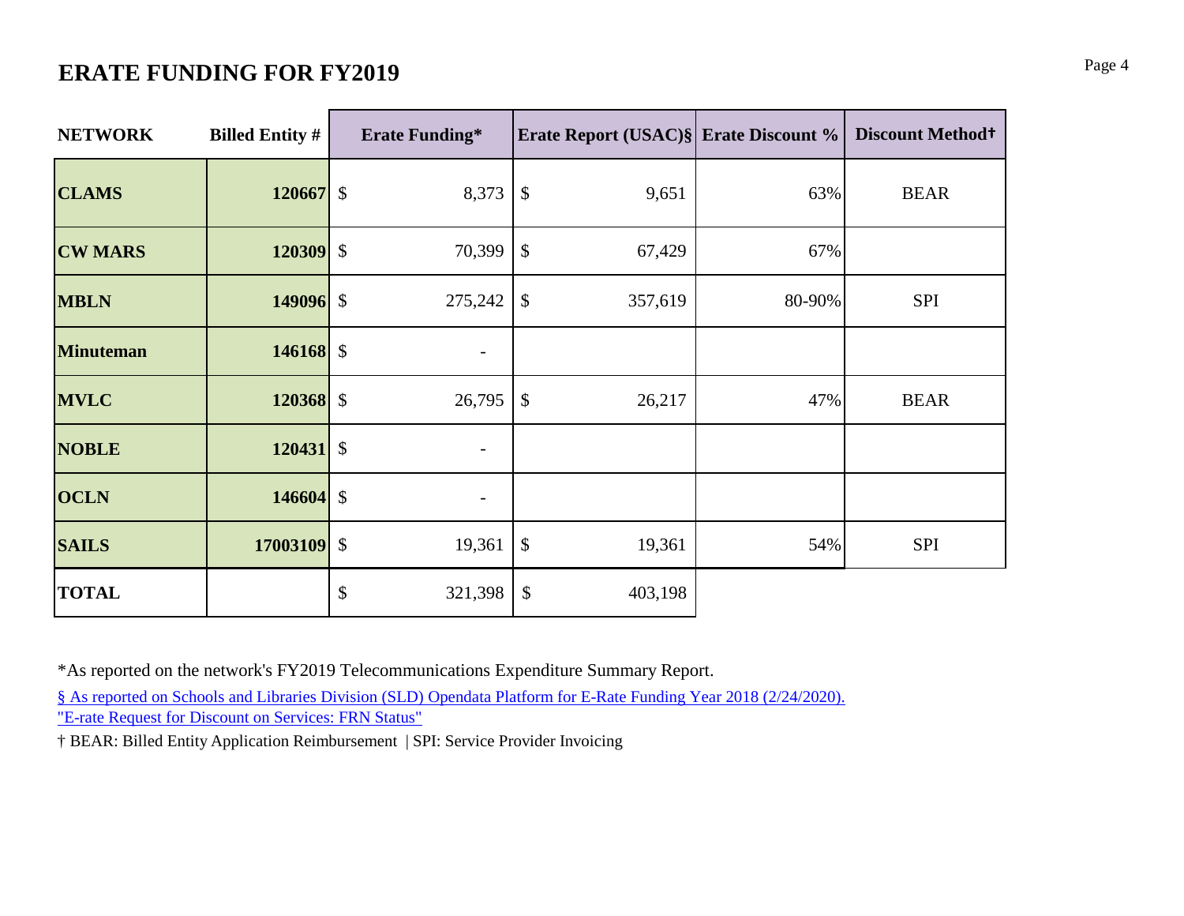# ERATE FUNDING FOR FY2019

| NETWORK | Billed Entity # | Erate Funding* | Erate Report (USAC)§ | Erate Discount % | Discount Method† |
|---|---|---|---|---|---|
| CLAMS | 120667 | $ 8,373 | $ 9,651 | 63% | BEAR |
| CW MARS | 120309 | $ 70,399 | $ 67,429 | 67% | |
| MBLN | 149096 | $ 275,242 | $ 357,619 | 80-90% | SPI |
| Minuteman | 146168 | $ - | | | |
| MVLC | 120368 | $ 26,795 | $ 26,217 | 47% | BEAR |
| NOBLE | 120431 | $ - | | | |
| OCLN | 146604 | $ - | | | |
| SAILS | 17003109 | $ 19,361 | $ 19,361 | 54% | SPI |
| TOTAL | | $ 321,398 | $ 403,198 | | |

*As reported on the network's FY2019 Telecommunications Expenditure Summary Report.

§ As reported on Schools and Libraries Division (SLD) Opendata Platform for E-Rate Funding Year 2018 (2/24/2020). "E-rate Request for Discount on Services: FRN Status"

† BEAR: Billed Entity Application Reimbursement | SPI: Service Provider Invoicing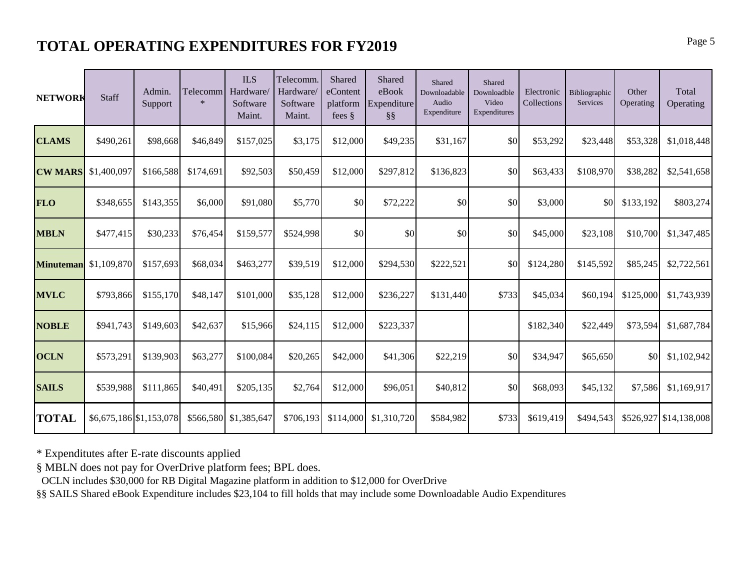# TOTAL OPERATING EXPENDITURES FOR FY2019

| NETWORK | Staff | Admin. Support | Telecomm * | ILS Hardware/ Software Maint. | Telecomm. Hardware/ Software Maint. | Shared eContent platform fees § | Shared eBook Expenditure §§ | Shared Downloadable Audio Expenditure | Shared Downloadble Video Expenditures | Electronic Collections | Bibliographic Services | Other Operating | Total Operating |
|---|---|---|---|---|---|---|---|---|---|---|---|---|---|
| **CLAMS** | $490,261 | $98,668 | $46,849 | $157,025 | $3,175 | $12,000 | $49,235 | $31,167 | $0 | $53,292 | $23,448 | $53,328 | $1,018,448 |
| **CW MARS** | $1,400,097 | $166,588 | $174,691 | $92,503 | $50,459 | $12,000 | $297,812 | $136,823 | $0 | $63,433 | $108,970 | $38,282 | $2,541,658 |
| **FLO** | $348,655 | $143,355 | $6,000 | $91,080 | $5,770 | $0 | $72,222 | $0 | $0 | $3,000 | $0 | $133,192 | $803,274 |
| **MBLN** | $477,415 | $30,233 | $76,454 | $159,577 | $524,998 | $0 | $0 | $0 | $0 | $45,000 | $23,108 | $10,700 | $1,347,485 |
| **Minuteman** | $1,109,870 | $157,693 | $68,034 | $463,277 | $39,519 | $12,000 | $294,530 | $222,521 | $0 | $124,280 | $145,592 | $85,245 | $2,722,561 |
| **MVLC** | $793,866 | $155,170 | $48,147 | $101,000 | $35,128 | $12,000 | $236,227 | $131,440 | $733 | $45,034 | $60,194 | $125,000 | $1,743,939 |
| **NOBLE** | $941,743 | $149,603 | $42,637 | $15,966 | $24,115 | $12,000 | $223,337 | | | $182,340 | $22,449 | $73,594 | $1,687,784 |
| **OCLN** | $573,291 | $139,903 | $63,277 | $100,084 | $20,265 | $42,000 | $41,306 | $22,219 | $0 | $34,947 | $65,650 | $0 | $1,102,942 |
| **SAILS** | $539,988 | $111,865 | $40,491 | $205,135 | $2,764 | $12,000 | $96,051 | $40,812 | $0 | $68,093 | $45,132 | $7,586 | $1,169,917 |
| **TOTAL** | $6,675,186 | $1,153,078 | $566,580 | $1,385,647 | $706,193 | $114,000 | $1,310,720 | $584,982 | $733 | $619,419 | $494,543 | $526,927 | $14,138,008 |

\* Expenditutes after E-rate discounts applied

§ MBLN does not pay for OverDrive platform fees; BPL does.
OCLN includes $30,000 for RB Digital Magazine platform in addition to $12,000 for OverDrive

§§ SAILS Shared eBook Expenditure includes $23,104 to fill holds that may include some Downloadable Audio Expenditures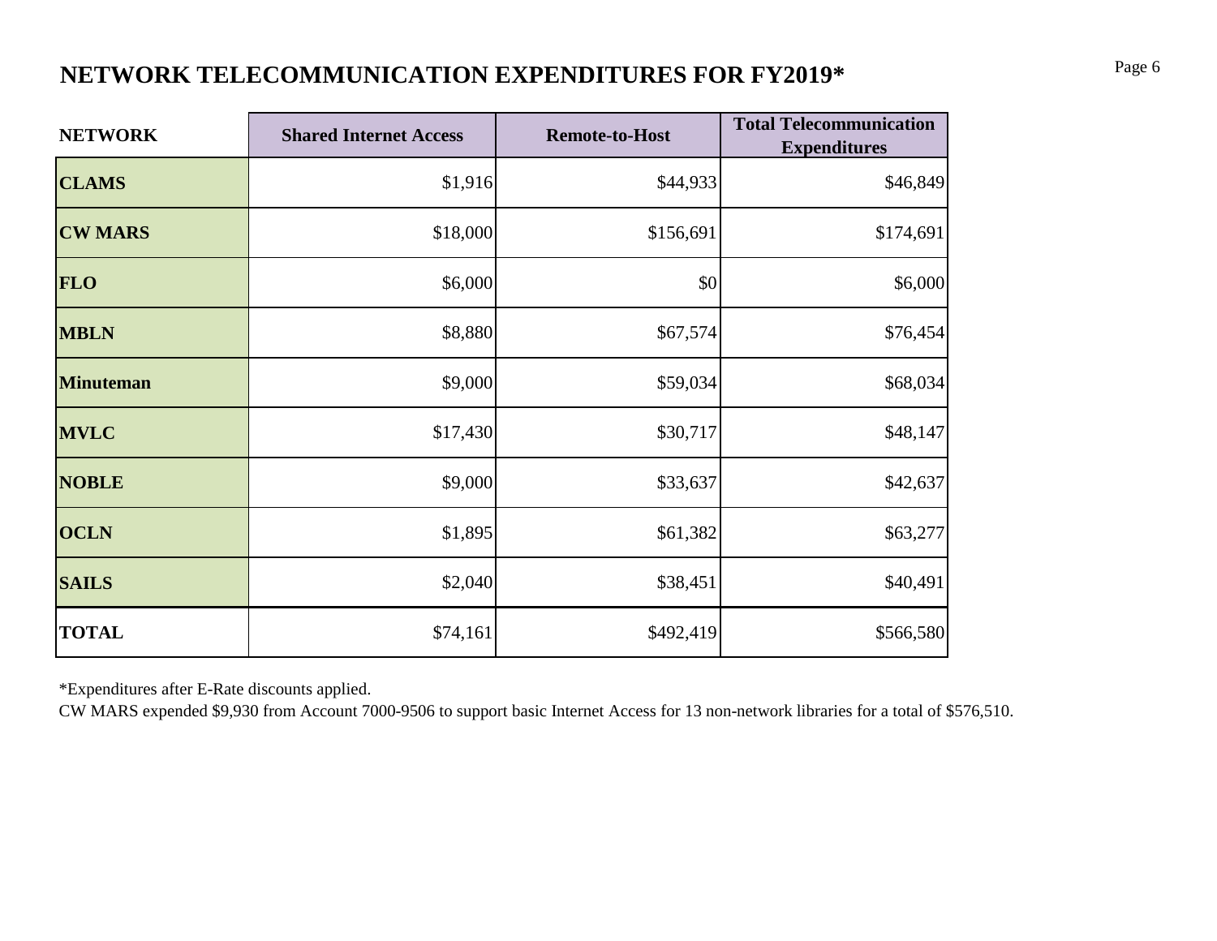# NETWORK TELECOMMUNICATION EXPENDITURES FOR FY2019*

| NETWORK | Shared Internet Access | Remote-to-Host | Total Telecommunication Expenditures |
|---|---|---|---|
| **CLAMS** | $1,916 | $44,933 | $46,849 |
| **CW MARS** | $18,000 | $156,691 | $174,691 |
| **FLO** | $6,000 | $0 | $6,000 |
| **MBLN** | $8,880 | $67,574 | $76,454 |
| **Minuteman** | $9,000 | $59,034 | $68,034 |
| **MVLC** | $17,430 | $30,717 | $48,147 |
| **NOBLE** | $9,000 | $33,637 | $42,637 |
| **OCLN** | $1,895 | $61,382 | $63,277 |
| **SAILS** | $2,040 | $38,451 | $40,491 |
| **TOTAL** | $74,161 | $492,419 | $566,580 |

*Expenditures after E-Rate discounts applied.

CW MARS expended $9,930 from Account 7000-9506 to support basic Internet Access for 13 non-network libraries for a total of $576,510.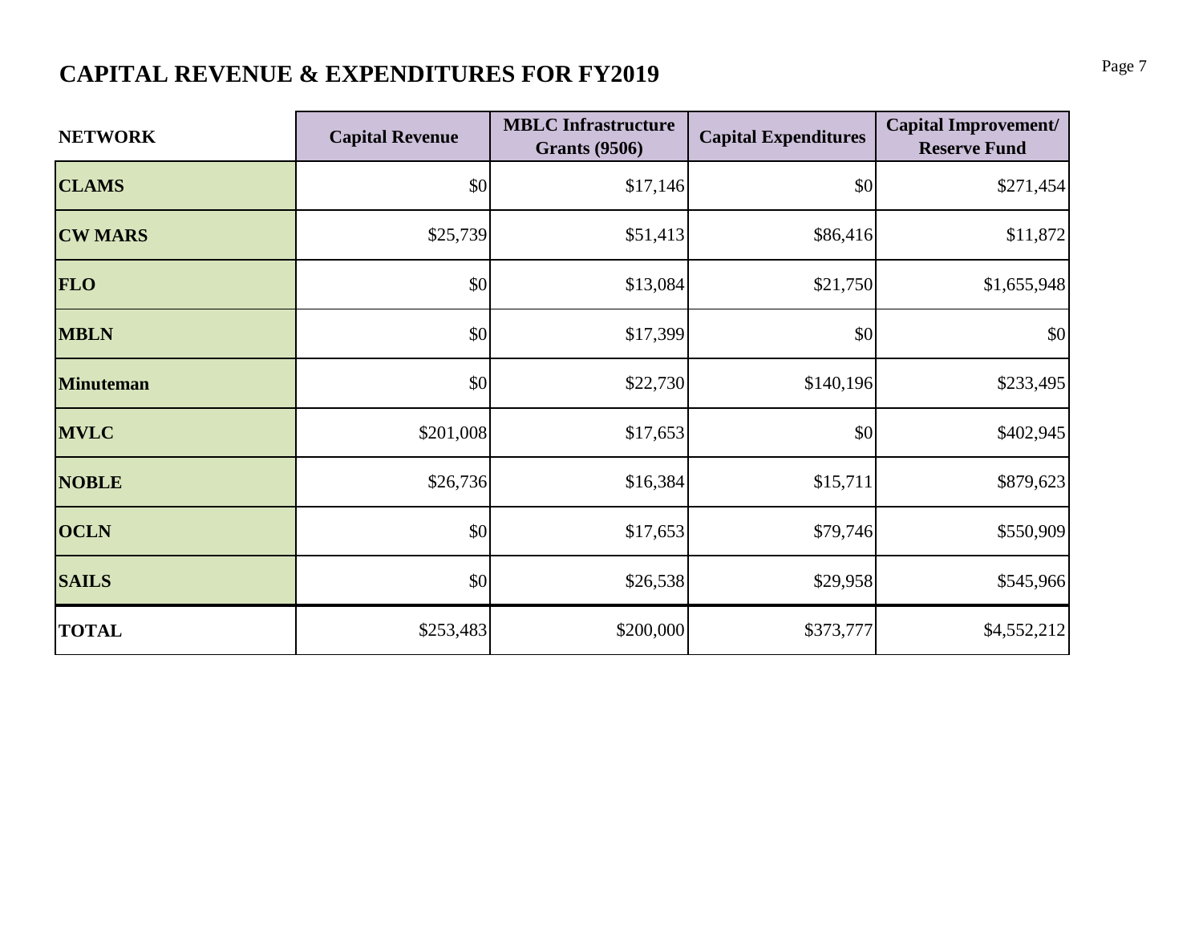# CAPITAL REVENUE & EXPENDITURES FOR FY2019

| NETWORK | Capital Revenue | MBLC Infrastructure Grants (9506) | Capital Expenditures | Capital Improvement/ Reserve Fund |
|---|---|---|---|---|
| **CLAMS** | $0 | $17,146 | $0 | $271,454 |
| **CW MARS** | $25,739 | $51,413 | $86,416 | $11,872 |
| **FLO** | $0 | $13,084 | $21,750 | $1,655,948 |
| **MBLN** | $0 | $17,399 | $0 | $0 |
| **Minuteman** | $0 | $22,730 | $140,196 | $233,495 |
| **MVLC** | $201,008 | $17,653 | $0 | $402,945 |
| **NOBLE** | $26,736 | $16,384 | $15,711 | $879,623 |
| **OCLN** | $0 | $17,653 | $79,746 | $550,909 |
| **SAILS** | $0 | $26,538 | $29,958 | $545,966 |
| **TOTAL** | $253,483 | $200,000 | $373,777 | $4,552,212 |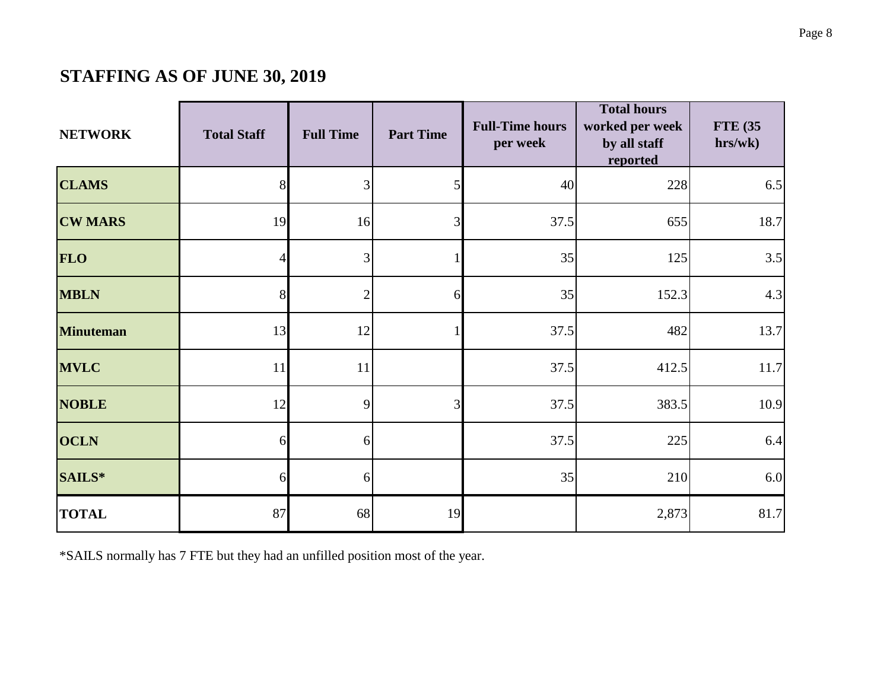## STAFFING AS OF JUNE 30, 2019

| NETWORK | Total Staff | Full Time | Part Time | Full-Time hours per week | Total hours worked per week by all staff reported | FTE (35 hrs/wk) |
|---|---|---|---|---|---|---|
| **CLAMS** | 8 | 3 | 5 | 40 | 228 | 6.5 |
| **CW MARS** | 19 | 16 | 3 | 37.5 | 655 | 18.7 |
| **FLO** | 4 | 3 | 1 | 35 | 125 | 3.5 |
| **MBLN** | 8 | 2 | 6 | 35 | 152.3 | 4.3 |
| **Minuteman** | 13 | 12 | 1 | 37.5 | 482 | 13.7 |
| **MVLC** | 11 | 11 | | 37.5 | 412.5 | 11.7 |
| **NOBLE** | 12 | 9 | 3 | 37.5 | 383.5 | 10.9 |
| **OCLN** | 6 | 6 | | 37.5 | 225 | 6.4 |
| **SAILS*** | 6 | 6 | | 35 | 210 | 6.0 |
| **TOTAL** | 87 | 68 | 19 | | 2,873 | 81.7 |

*SAILS normally has 7 FTE but they had an unfilled position most of the year.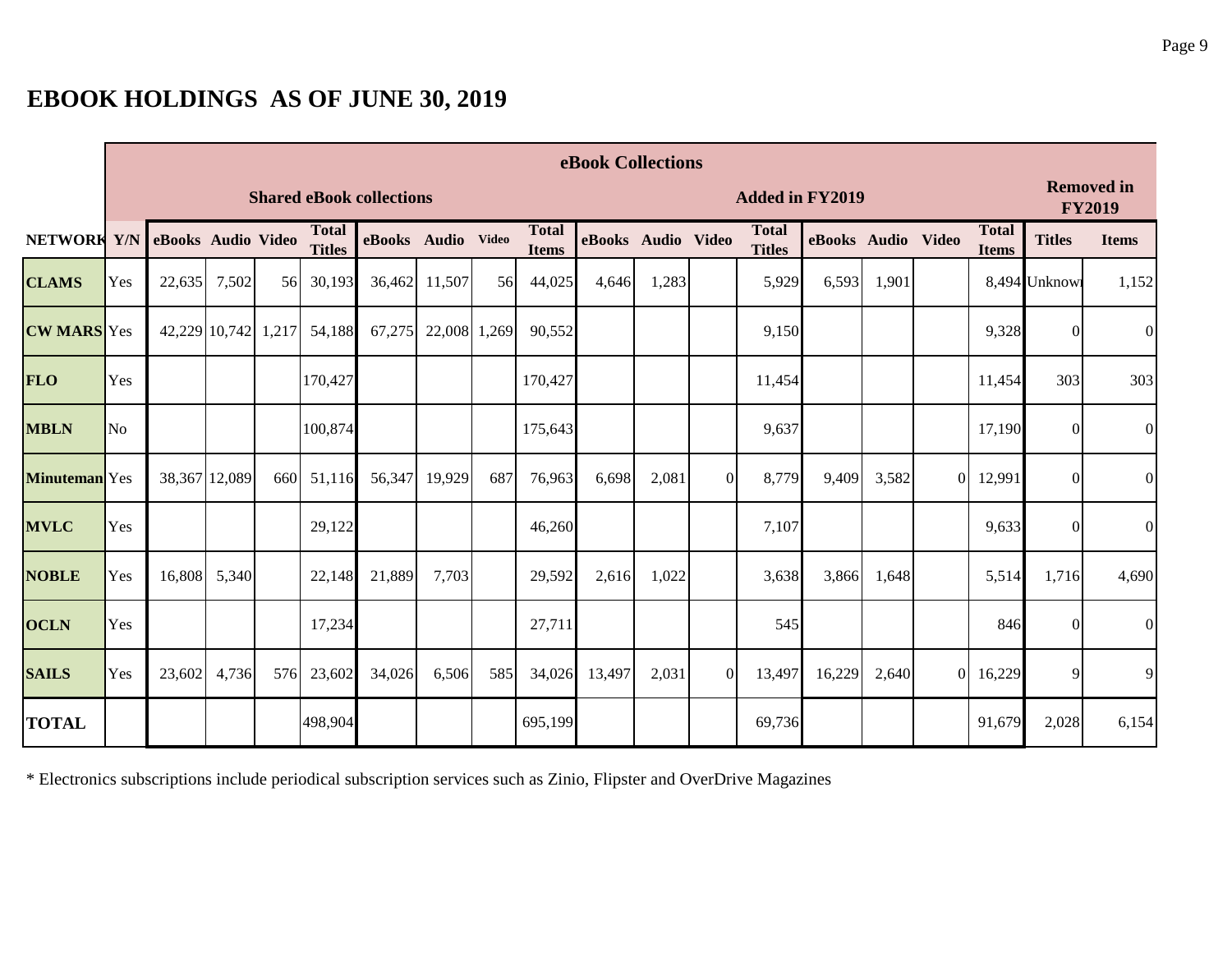# EBOOK HOLDINGS AS OF JUNE 30, 2019

| | | eBook Collections | | | | | | | | | | | | | | | | | |
|---|---|---|---|---|---|---|---|---|---|---|---|---|---|---|---|---|---|---|---|
| | | Shared eBook collections | | | | | | | | Added in FY2019 | | | | | | | | Removed in FY2019 | |
| NETWORK | Y/N | eBooks | Audio | Video | Total Titles | eBooks | Audio | Video | Total Items | eBooks | Audio | Video | Total Titles | eBooks | Audio | Video | Total Items | Titles | Items |
| **CLAMS** | Yes | 22,635 | 7,502 | 56 | 30,193 | 36,462 | 11,507 | 56 | 44,025 | 4,646 | 1,283 | | 5,929 | 6,593 | 1,901 | | 8,494 | Unknown | 1,152 |
| **CW MARS** | Yes | 42,229 | 10,742 | 1,217 | 54,188 | 67,275 | 22,008 | 1,269 | 90,552 | | | | 9,150 | | | | 9,328 | 0 | 0 |
| **FLO** | Yes | | | | 170,427 | | | | 170,427 | | | | 11,454 | | | | 11,454 | 303 | 303 |
| **MBLN** | No | | | | 100,874 | | | | 175,643 | | | | 9,637 | | | | 17,190 | 0 | 0 |
| **Minuteman** | Yes | 38,367 | 12,089 | 660 | 51,116 | 56,347 | 19,929 | 687 | 76,963 | 6,698 | 2,081 | 0 | 8,779 | 9,409 | 3,582 | 0 | 12,991 | 0 | 0 |
| **MVLC** | Yes | | | | 29,122 | | | | 46,260 | | | | 7,107 | | | | 9,633 | 0 | 0 |
| **NOBLE** | Yes | 16,808 | 5,340 | | 22,148 | 21,889 | 7,703 | | 29,592 | 2,616 | 1,022 | | 3,638 | 3,866 | 1,648 | | 5,514 | 1,716 | 4,690 |
| **OCLN** | Yes | | | | 17,234 | | | | 27,711 | | | | 545 | | | | 846 | 0 | 0 |
| **SAILS** | Yes | 23,602 | 4,736 | 576 | 23,602 | 34,026 | 6,506 | 585 | 34,026 | 13,497 | 2,031 | 0 | 13,497 | 16,229 | 2,640 | 0 | 16,229 | 9 | 9 |
| **TOTAL** | | | | | 498,904 | | | | 695,199 | | | | 69,736 | | | | 91,679 | 2,028 | 6,154 |

* Electronics subscriptions include periodical subscription services such as Zinio, Flipster and OverDrive Magazines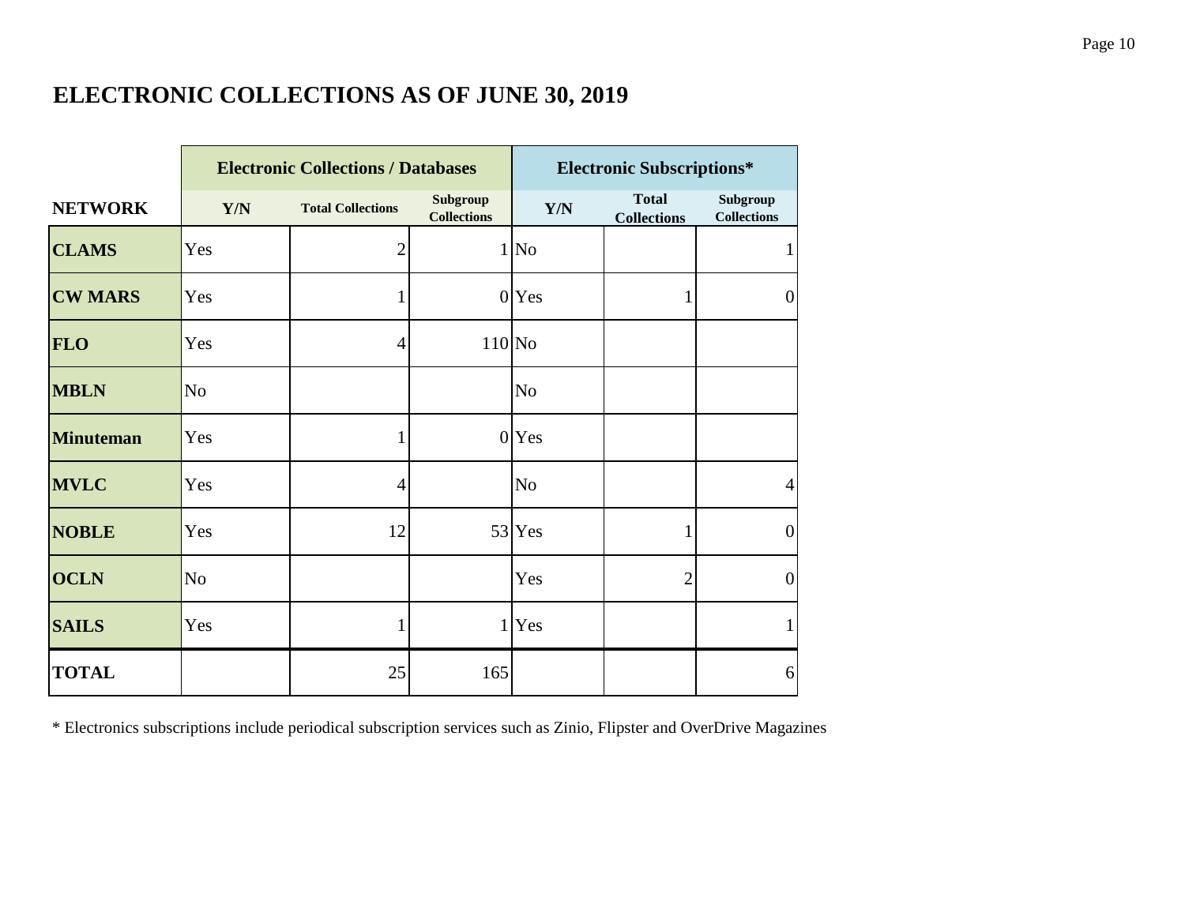# ELECTRONIC COLLECTIONS AS OF JUNE 30, 2019

| | Electronic Collections / Databases | | | Electronic Subscriptions* | | |
|---|---|---|---|---|---|---|
| **NETWORK** | **Y/N** | **Total Collections** | **Subgroup Collections** | **Y/N** | **Total Collections** | **Subgroup Collections** |
| **CLAMS** | Yes | 2 | 1 | No | | 1 |
| **CW MARS** | Yes | 1 | 0 | Yes | 1 | 0 |
| **FLO** | Yes | 4 | 110 | No | | |
| **MBLN** | No | | | No | | |
| **Minuteman** | Yes | 1 | 0 | Yes | | |
| **MVLC** | Yes | 4 | | No | | 4 |
| **NOBLE** | Yes | 12 | 53 | Yes | 1 | 0 |
| **OCLN** | No | | | Yes | 2 | 0 |
| **SAILS** | Yes | 1 | 1 | Yes | | 1 |
| **TOTAL** | | 25 | 165 | | | 6 |

* Electronics subscriptions include periodical subscription services such as Zinio, Flipster and OverDrive Magazines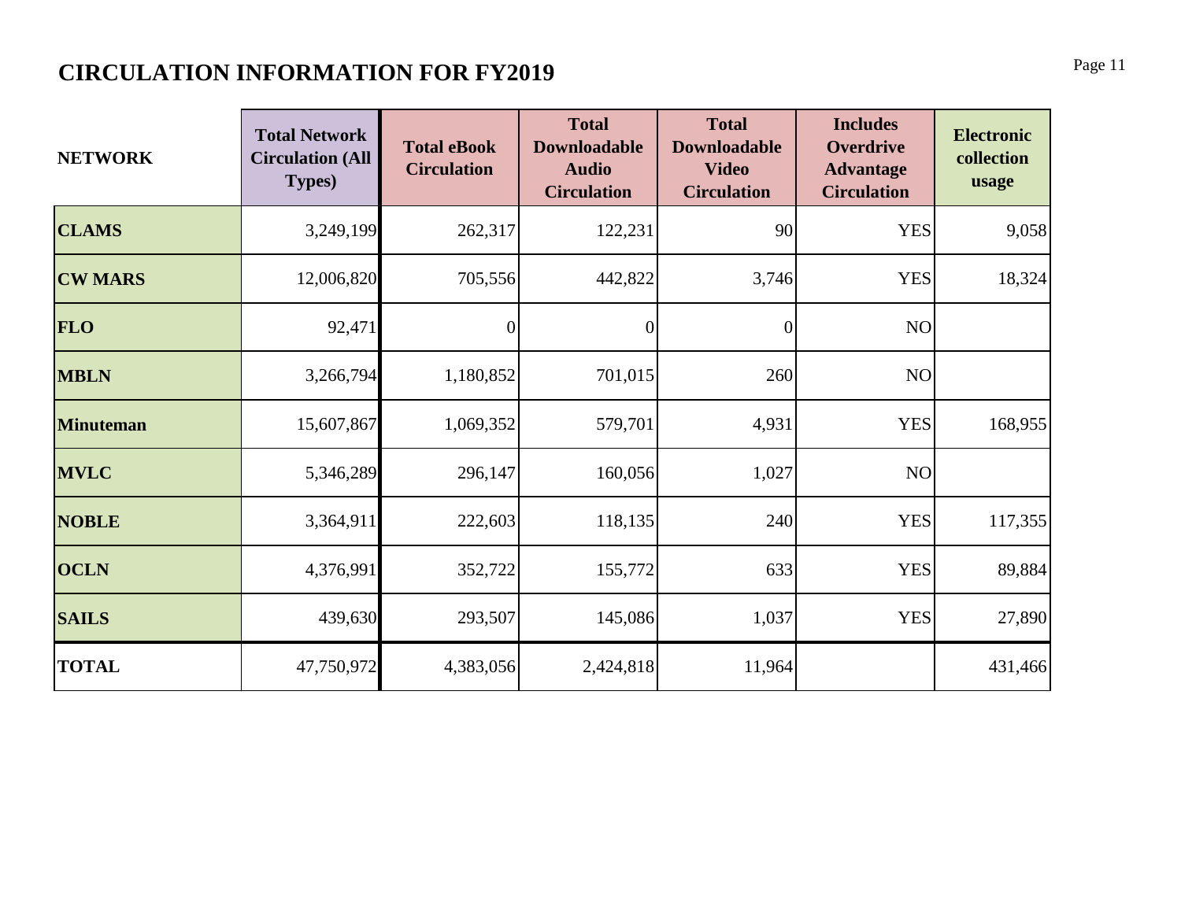# CIRCULATION INFORMATION FOR FY2019

| NETWORK | Total Network Circulation (All Types) | Total eBook Circulation | Total Downloadable Audio Circulation | Total Downloadable Video Circulation | Includes Overdrive Advantage Circulation | Electronic collection usage |
|---|---|---|---|---|---|---|
| **CLAMS** | 3,249,199 | 262,317 | 122,231 | 90 | YES | 9,058 |
| **CW MARS** | 12,006,820 | 705,556 | 442,822 | 3,746 | YES | 18,324 |
| **FLO** | 92,471 | 0 | 0 | 0 | NO | |
| **MBLN** | 3,266,794 | 1,180,852 | 701,015 | 260 | NO | |
| **Minuteman** | 15,607,867 | 1,069,352 | 579,701 | 4,931 | YES | 168,955 |
| **MVLC** | 5,346,289 | 296,147 | 160,056 | 1,027 | NO | |
| **NOBLE** | 3,364,911 | 222,603 | 118,135 | 240 | YES | 117,355 |
| **OCLN** | 4,376,991 | 352,722 | 155,772 | 633 | YES | 89,884 |
| **SAILS** | 439,630 | 293,507 | 145,086 | 1,037 | YES | 27,890 |
| **TOTAL** | 47,750,972 | 4,383,056 | 2,424,818 | 11,964 | | 431,466 |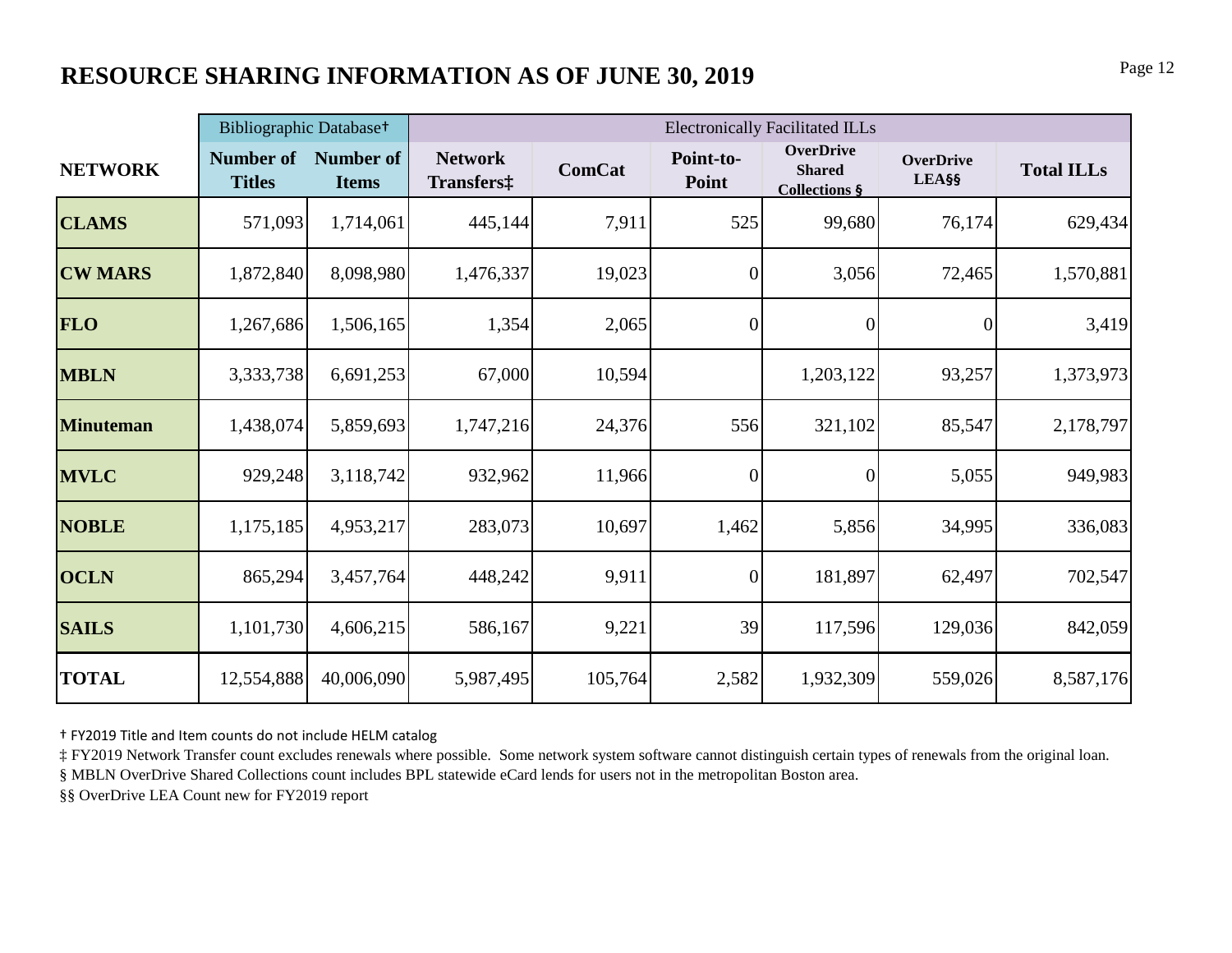## RESOURCE SHARING INFORMATION AS OF JUNE 30, 2019

| | Bibliographic Database† | | Electronically Facilitated ILLs | | | | | |
|---|---|---|---|---|---|---|---|---|
| NETWORK | Number of Titles | Number of Items | Network Transfers‡ | ComCat | Point-to-Point | OverDrive Shared Collections § | OverDrive LEA§§ | Total ILLs |
| CLAMS | 571,093 | 1,714,061 | 445,144 | 7,911 | 525 | 99,680 | 76,174 | 629,434 |
| CW MARS | 1,872,840 | 8,098,980 | 1,476,337 | 19,023 | 0 | 3,056 | 72,465 | 1,570,881 |
| FLO | 1,267,686 | 1,506,165 | 1,354 | 2,065 | 0 | 0 | 0 | 3,419 |
| MBLN | 3,333,738 | 6,691,253 | 67,000 | 10,594 | | 1,203,122 | 93,257 | 1,373,973 |
| Minuteman | 1,438,074 | 5,859,693 | 1,747,216 | 24,376 | 556 | 321,102 | 85,547 | 2,178,797 |
| MVLC | 929,248 | 3,118,742 | 932,962 | 11,966 | 0 | 0 | 5,055 | 949,983 |
| NOBLE | 1,175,185 | 4,953,217 | 283,073 | 10,697 | 1,462 | 5,856 | 34,995 | 336,083 |
| OCLN | 865,294 | 3,457,764 | 448,242 | 9,911 | 0 | 181,897 | 62,497 | 702,547 |
| SAILS | 1,101,730 | 4,606,215 | 586,167 | 9,221 | 39 | 117,596 | 129,036 | 842,059 |
| TOTAL | 12,554,888 | 40,006,090 | 5,987,495 | 105,764 | 2,582 | 1,932,309 | 559,026 | 8,587,176 |

† FY2019 Title and Item counts do not include HELM catalog

‡ FY2019 Network Transfer count excludes renewals where possible. Some network system software cannot distinguish certain types of renewals from the original loan.

§ MBLN OverDrive Shared Collections count includes BPL statewide eCard lends for users not in the metropolitan Boston area.

§§ OverDrive LEA Count new for FY2019 report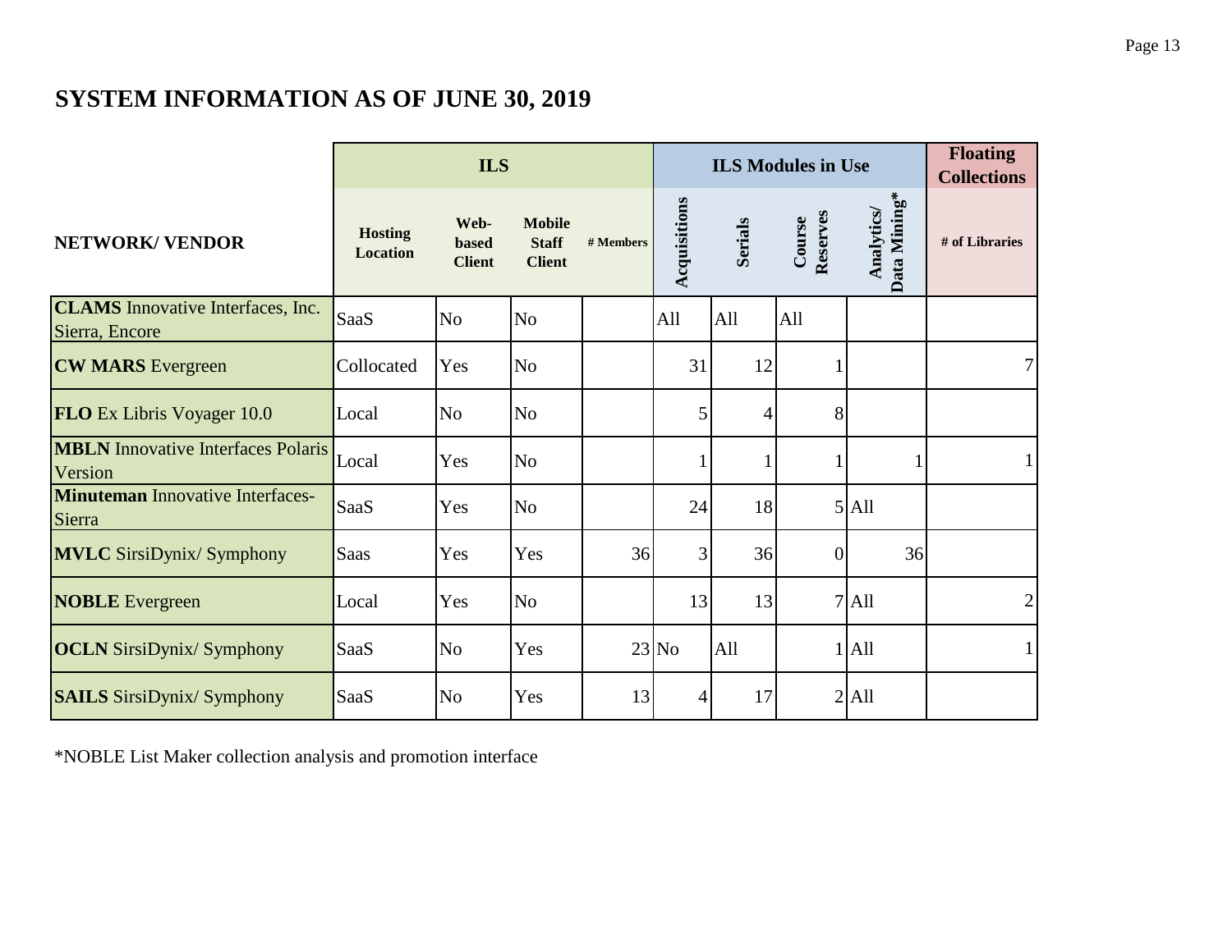## SYSTEM INFORMATION AS OF JUNE 30, 2019

| NETWORK/ VENDOR | ILS | | | | ILS Modules in Use | | | | Floating Collections |
|---|---|---|---|---|---|---|---|---|---|
| | Hosting Location | Web-based Client | Mobile Staff Client | # Members | Acquisitions | Serials | Course Reserves | Analytics/ Data Mining* | # of Libraries |
| **CLAMS** Innovative Interfaces, Inc. Sierra, Encore | SaaS | No | No | | All | All | All | | |
| **CW MARS** Evergreen | Collocated | Yes | No | | 31 | 12 | 1 | | 7 |
| **FLO** Ex Libris Voyager 10.0 | Local | No | No | | 5 | 4 | 8 | | |
| **MBLN** Innovative Interfaces Polaris Version | Local | Yes | No | | 1 | 1 | 1 | 1 | 1 |
| **Minuteman** Innovative Interfaces-Sierra | SaaS | Yes | No | | 24 | 18 | 5 | All | |
| **MVLC** SirsiDynix/ Symphony | Saas | Yes | Yes | 36 | 3 | 36 | 0 | 36 | |
| **NOBLE** Evergreen | Local | Yes | No | | 13 | 13 | 7 | All | 2 |
| **OCLN** SirsiDynix/ Symphony | SaaS | No | Yes | 23 | No | All | 1 | All | 1 |
| **SAILS** SirsiDynix/ Symphony | SaaS | No | Yes | 13 | 4 | 17 | 2 | All | |

*NOBLE List Maker collection analysis and promotion interface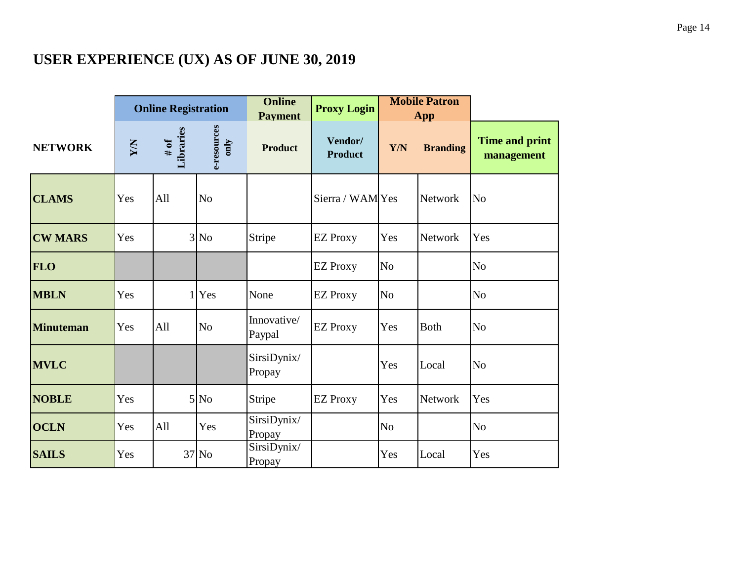# USER EXPERIENCE (UX) AS OF JUNE 30, 2019

| NETWORK | Online Registration | | | Online Payment | Proxy Login | Mobile Patron App | | Time and print management |
|---|---|---|---|---|---|---|---|---|
| | Y/N | # of Libraries | e-resources only | Product | Vendor/ Product | Y/N | Branding | |
| **CLAMS** | Yes | All | No | | Sierra / WAM | Yes | Network | No |
| **CW MARS** | Yes | 3 | No | Stripe | EZ Proxy | Yes | Network | Yes |
| **FLO** | | | | | EZ Proxy | No | | No |
| **MBLN** | Yes | 1 | Yes | None | EZ Proxy | No | | No |
| **Minuteman** | Yes | All | No | Innovative/ Paypal | EZ Proxy | Yes | Both | No |
| **MVLC** | | | | SirsiDynix/ Propay | | Yes | Local | No |
| **NOBLE** | Yes | 5 | No | Stripe | EZ Proxy | Yes | Network | Yes |
| **OCLN** | Yes | All | Yes | SirsiDynix/ Propay | | No | | No |
| **SAILS** | Yes | 37 | No | SirsiDynix/ Propay | | Yes | Local | Yes |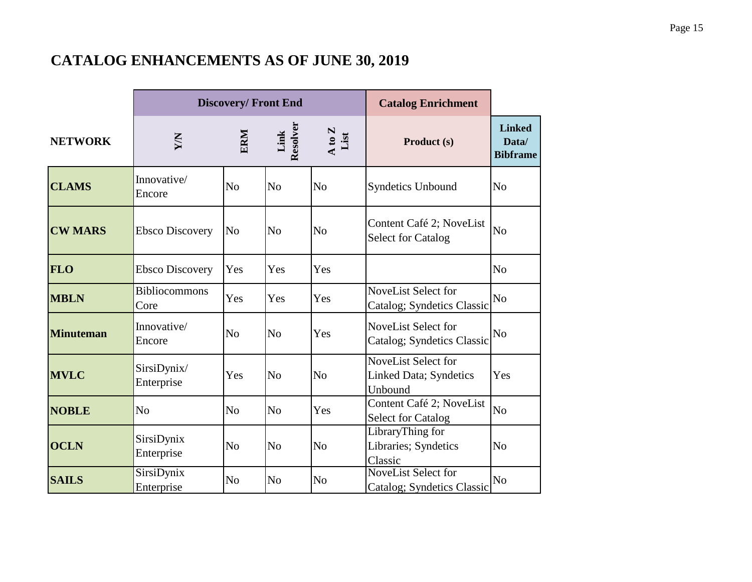# CATALOG ENHANCEMENTS AS OF JUNE 30, 2019

| | Discovery/ Front End | | | | Catalog Enrichment | |
|---|---|---|---|---|---|---|
| NETWORK | Y/N | ERM | Link Resolver | A to Z List | Product (s) | Linked Data/ Bibframe |
| **CLAMS** | Innovative/ Encore | No | No | No | Syndetics Unbound | No |
| **CW MARS** | Ebsco Discovery | No | No | No | Content Café 2; NoveList Select for Catalog | No |
| **FLO** | Ebsco Discovery | Yes | Yes | Yes | | No |
| **MBLN** | Bibliocommons Core | Yes | Yes | Yes | NoveList Select for Catalog; Syndetics Classic | No |
| **Minuteman** | Innovative/ Encore | No | No | Yes | NoveList Select for Catalog; Syndetics Classic | No |
| **MVLC** | SirsiDynix/ Enterprise | Yes | No | No | NoveList Select for Linked Data; Syndetics Unbound | Yes |
| **NOBLE** | No | No | No | Yes | Content Café 2; NoveList Select for Catalog | No |
| **OCLN** | SirsiDynix Enterprise | No | No | No | LibraryThing for Libraries; Syndetics Classic | No |
| **SAILS** | SirsiDynix Enterprise | No | No | No | NoveList Select for Catalog; Syndetics Classic | No |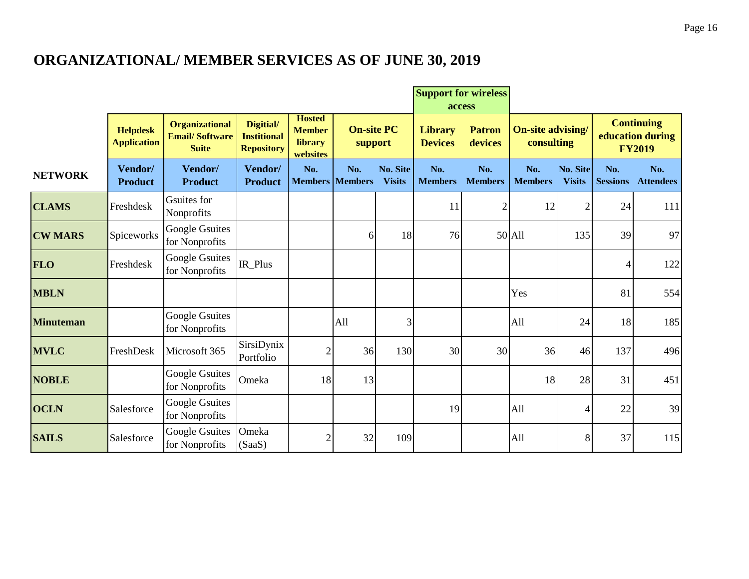# ORGANIZATIONAL/ MEMBER SERVICES AS OF JUNE 30, 2019

| | | | | | | | Support for wireless access | | | | | |
|---|---|---|---|---|---|---|---|---|---|---|---|---|
| | Helpdesk Application | Organizational Email/ Software Suite | Digitial/ Institional Repository | Hosted Member library websites | On-site PC support | | Library Devices | Patron devices | On-site advising/ consulting | | Continuing education during FY2019 | |
| NETWORK | Vendor/ Product | Vendor/ Product | Vendor/ Product | No. Members | No. Members | No. Site Visits | No. Members | No. Members | No. Members | No. Site Visits | No. Sessions | No. Attendees |
| CLAMS | Freshdesk | Gsuites for Nonprofits | | | | | 11 | 2 | 12 | 2 | 24 | 111 |
| CW MARS | Spiceworks | Google Gsuites for Nonprofits | | | 6 | 18 | 76 | 50 | All | 135 | 39 | 97 |
| FLO | Freshdesk | Google Gsuites for Nonprofits | IR_Plus | | | | | | | | 4 | 122 |
| MBLN | | | | | | | | | Yes | | 81 | 554 |
| Minuteman | | Google Gsuites for Nonprofits | | | All | 3 | | | All | 24 | 18 | 185 |
| MVLC | FreshDesk | Microsoft 365 | SirsiDynix Portfolio | 2 | 36 | 130 | 30 | 30 | 36 | 46 | 137 | 496 |
| NOBLE | | Google Gsuites for Nonprofits | Omeka | 18 | 13 | | | | 18 | 28 | 31 | 451 |
| OCLN | Salesforce | Google Gsuites for Nonprofits | | | | | 19 | | All | 4 | 22 | 39 |
| SAILS | Salesforce | Google Gsuites for Nonprofits | Omeka (SaaS) | 2 | 32 | 109 | | | All | 8 | 37 | 115 |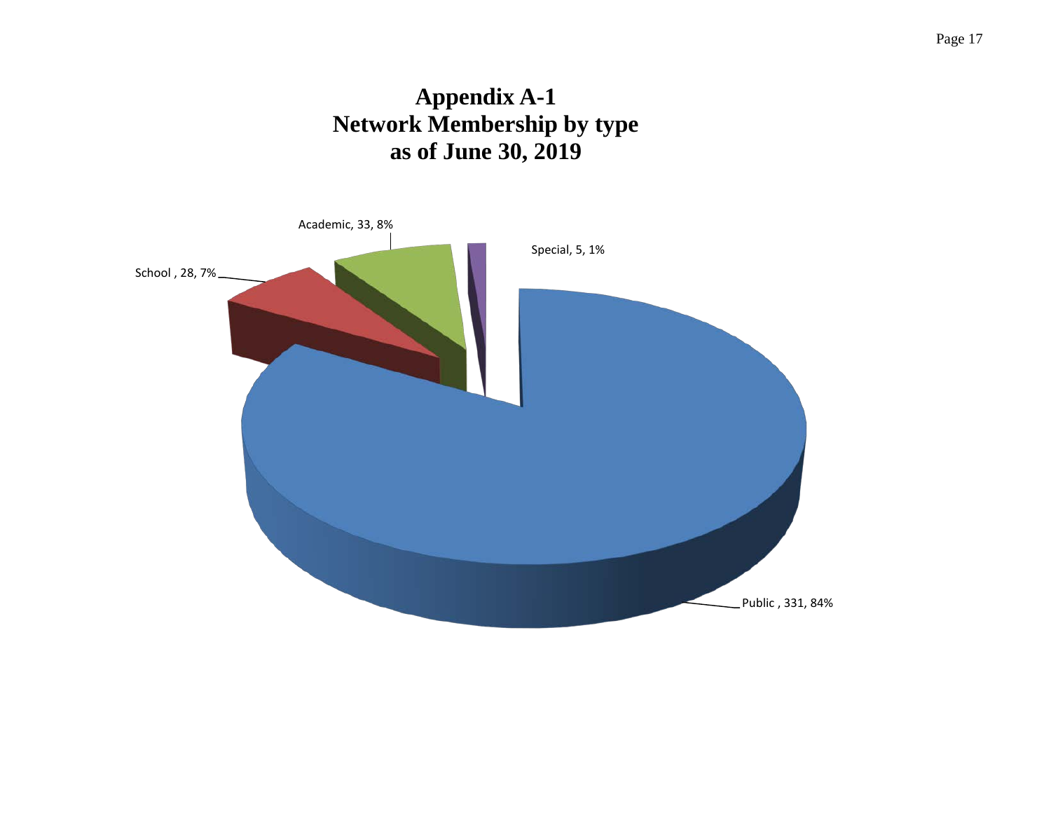# Appendix A-1
# Network Membership by type
# as of June 30, 2019

Academic, 33, 8%

Special, 5, 1%

School , 28, 7%

Public , 331, 84%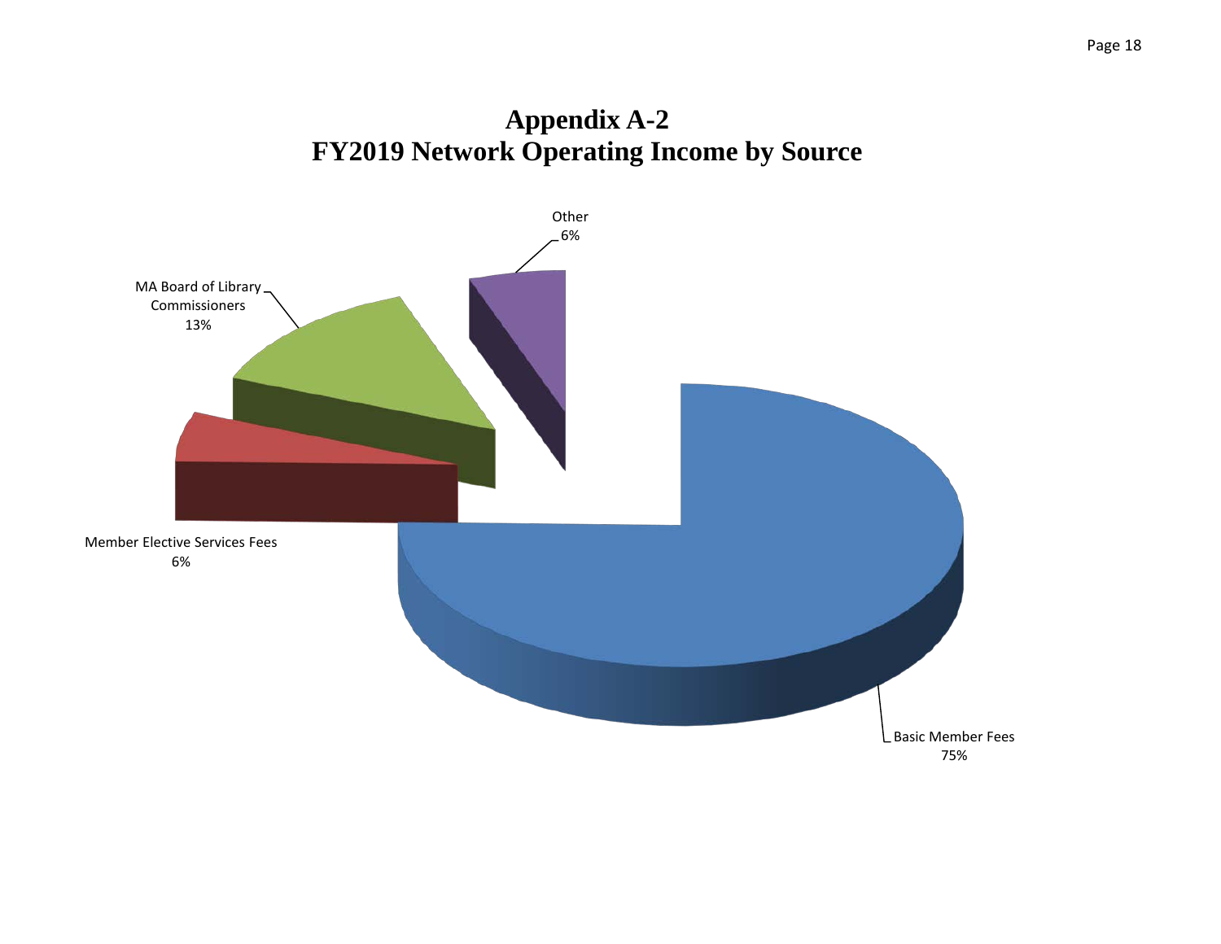# Appendix A-2
# FY2019 Network Operating Income by Source

Other
6%

MA Board of Library Commissioners
13%

Member Elective Services Fees
6%

Basic Member Fees
75%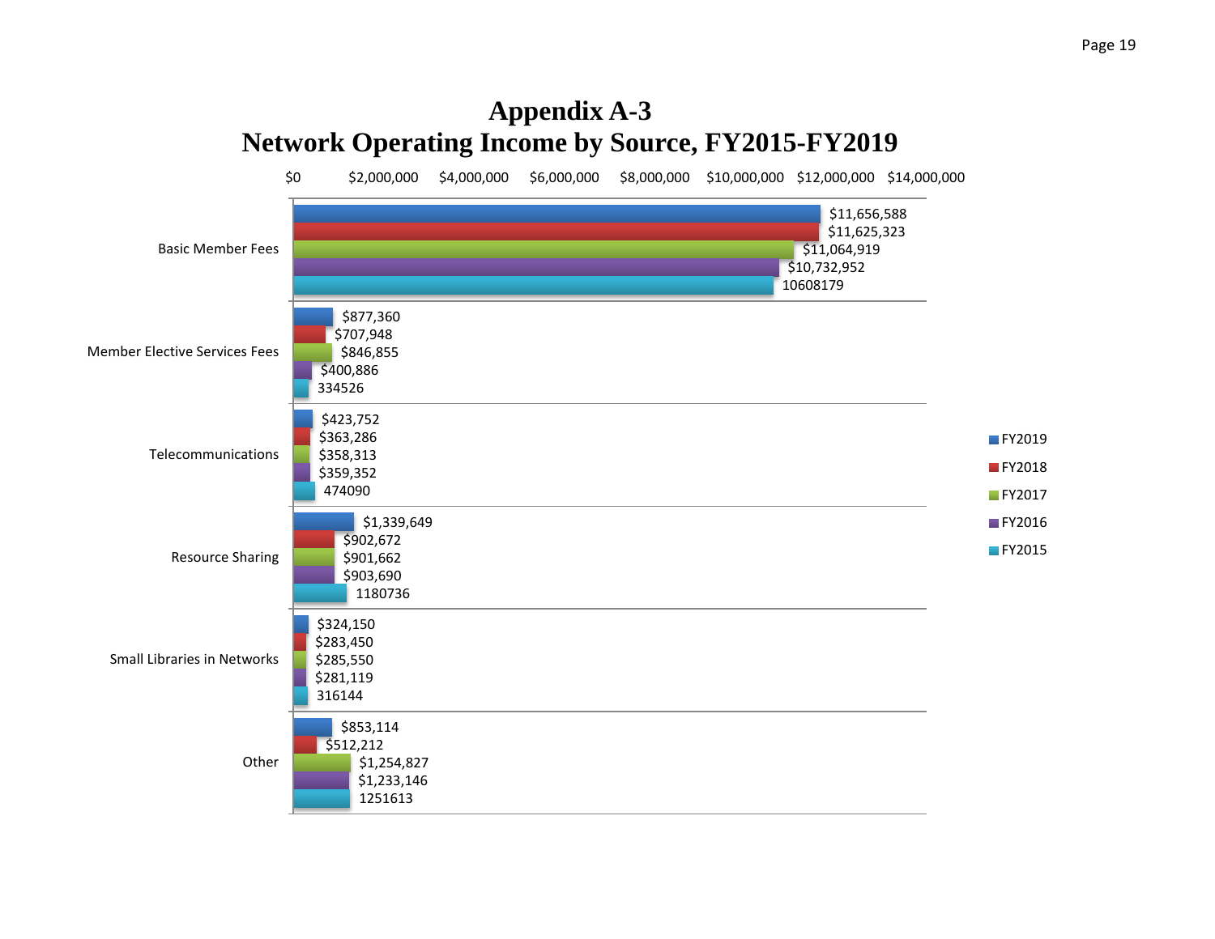# Appendix A-3
## Network Operating Income by Source, FY2015-FY2019

| Source | FY2019 | FY2018 | FY2017 | FY2016 | FY2015 |
|---|---|---|---|---|---|
| Basic Member Fees | $11,656,588 | $11,625,323 | $11,064,919 | $10,732,952 | 10608179 |
| Member Elective Services Fees | $877,360 | $707,948 | $846,855 | $400,886 | 334526 |
| Telecommunications | $423,752 | $363,286 | $358,313 | $359,352 | 474090 |
| Resource Sharing | $1,339,649 | $902,672 | $901,662 | $903,690 | 1180736 |
| Small Libraries in Networks | $324,150 | $283,450 | $285,550 | $281,119 | 316144 |
| Other | $853,114 | $512,212 | $1,254,827 | $1,233,146 | 1251613 |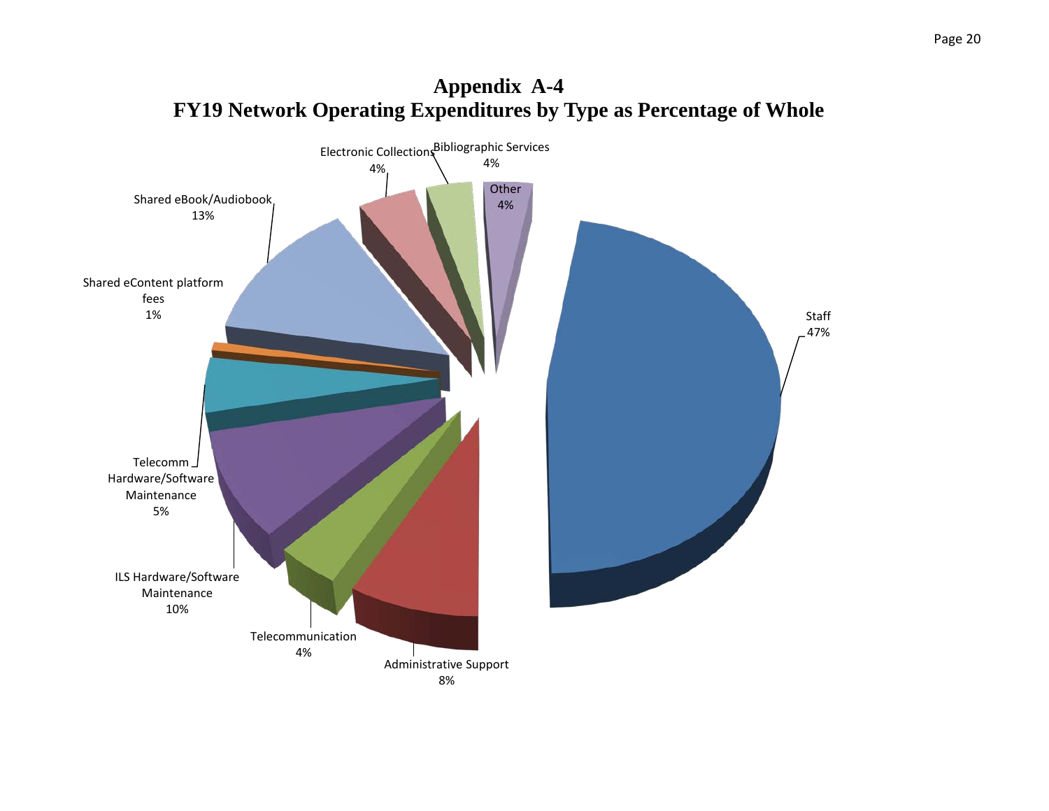# Appendix A-4
## FY19 Network Operating Expenditures by Type as Percentage of Whole

Staff 47%

Administrative Support 8%

Telecommunication 4%

ILS Hardware/Software Maintenance 10%

Telecomm Hardware/Software Maintenance 5%

Shared eContent platform fees 1%

Shared eBook/Audiobook 13%

Electronic Collections 4%

Bibliographic Services 4%

Other 4%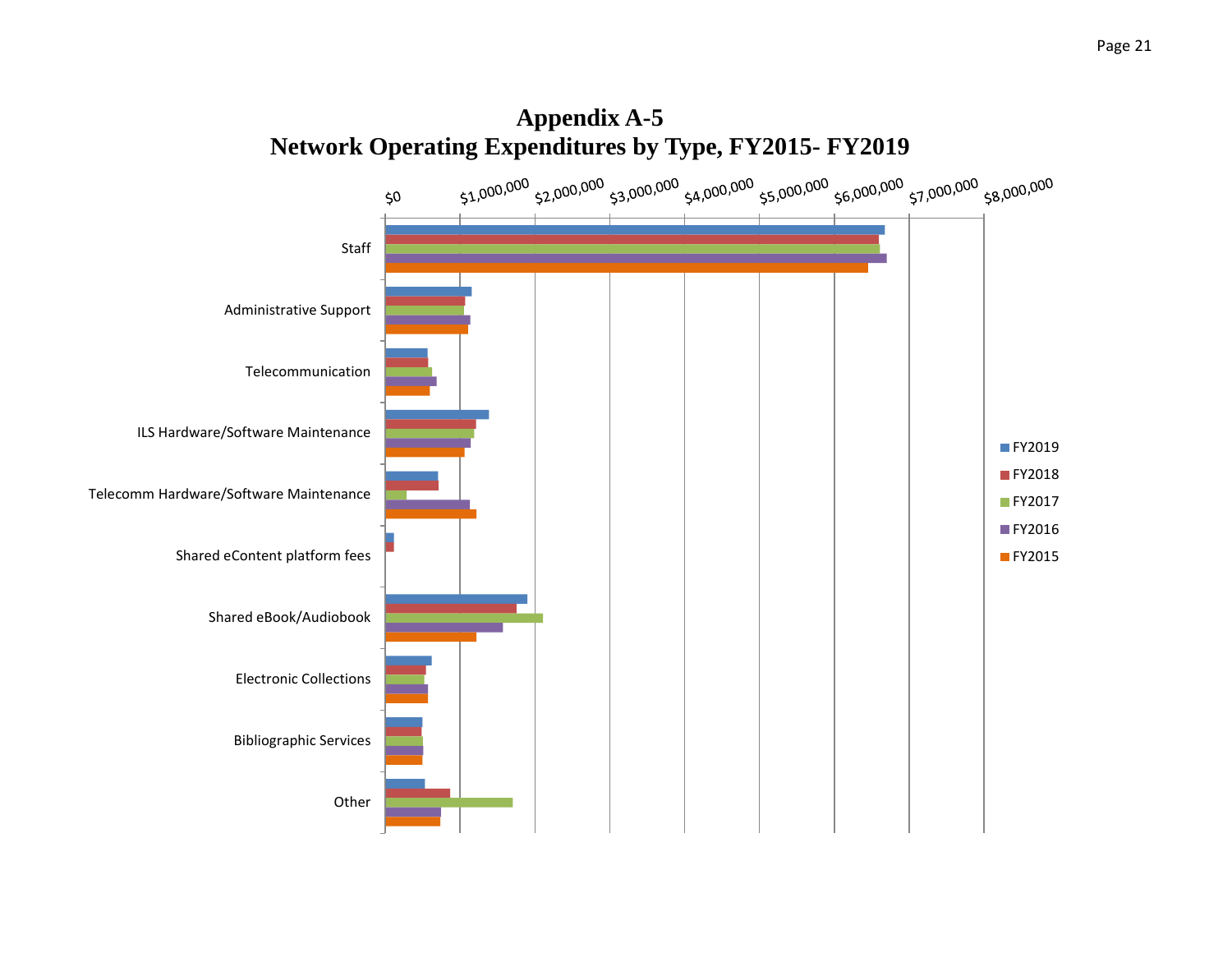# Appendix A-5
## Network Operating Expenditures by Type, FY2015- FY2019

$0 | $1,000,000 | $2,000,000 | $3,000,000 | $4,000,000 | $5,000,000 | $6,000,000 | $7,000,000 | $8,000,000

Staff

Administrative Support

Telecommunication

ILS Hardware/Software Maintenance

Telecomm Hardware/Software Maintenance

Shared eContent platform fees

Shared eBook/Audiobook

Electronic Collections

Bibliographic Services

Other

FY2019
FY2018
FY2017
FY2016
FY2015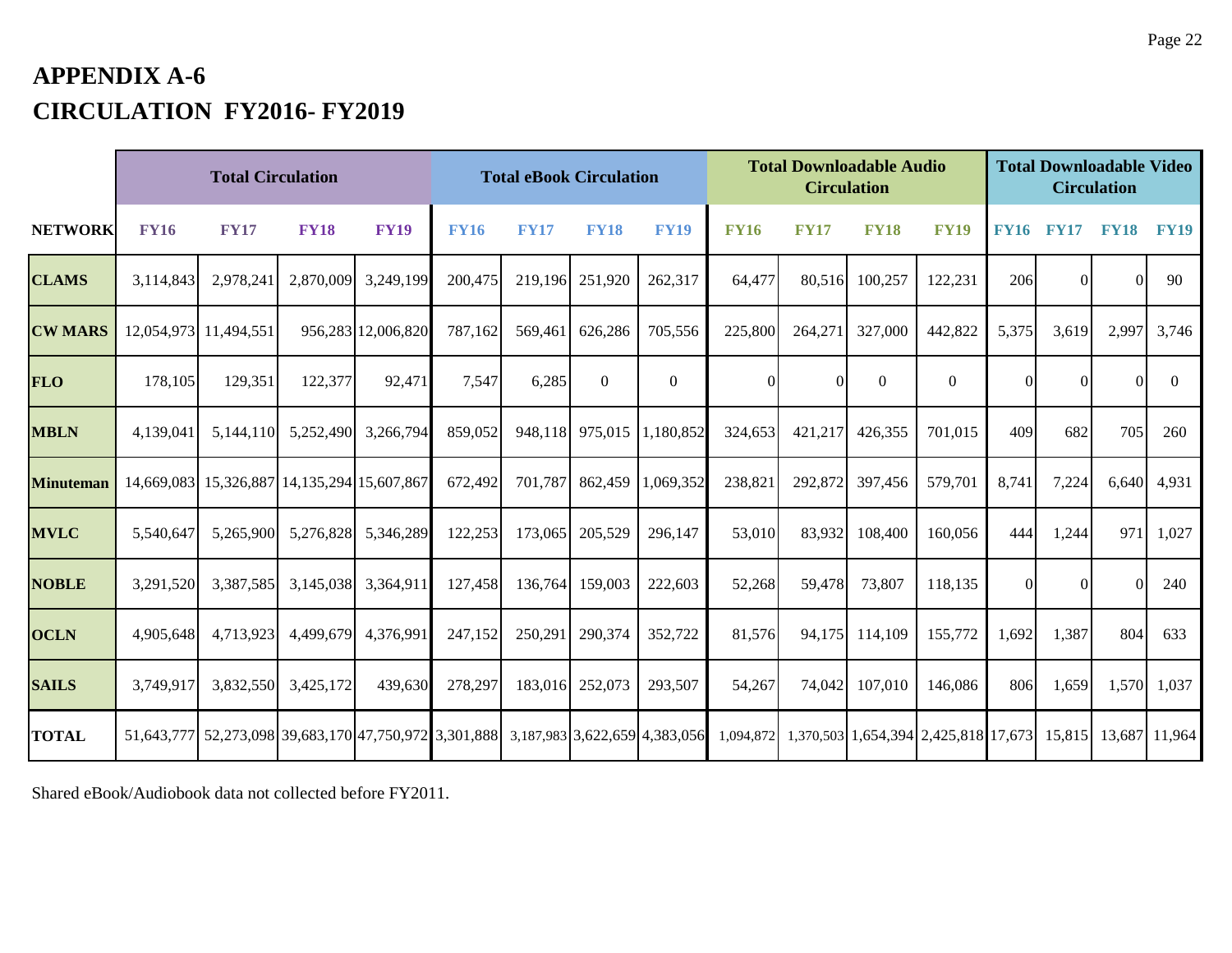# APPENDIX A-6

# CIRCULATION FY2016- FY2019

| | Total Circulation | | | | Total eBook Circulation | | | | Total Downloadable Audio Circulation | | | | Total Downloadable Video Circulation | | | |
|---|---|---|---|---|---|---|---|---|---|---|---|---|---|---|---|---|
| NETWORK | FY16 | FY17 | FY18 | FY19 | FY16 | FY17 | FY18 | FY19 | FY16 | FY17 | FY18 | FY19 | FY16 | FY17 | FY18 | FY19 |
| CLAMS | 3,114,843 | 2,978,241 | 2,870,009 | 3,249,199 | 200,475 | 219,196 | 251,920 | 262,317 | 64,477 | 80,516 | 100,257 | 122,231 | 206 | 0 | 0 | 90 |
| CW MARS | 12,054,973 | 11,494,551 | 956,283 | 12,006,820 | 787,162 | 569,461 | 626,286 | 705,556 | 225,800 | 264,271 | 327,000 | 442,822 | 5,375 | 3,619 | 2,997 | 3,746 |
| FLO | 178,105 | 129,351 | 122,377 | 92,471 | 7,547 | 6,285 | 0 | 0 | 0 | 0 | 0 | 0 | 0 | 0 | 0 | 0 |
| MBLN | 4,139,041 | 5,144,110 | 5,252,490 | 3,266,794 | 859,052 | 948,118 | 975,015 | 1,180,852 | 324,653 | 421,217 | 426,355 | 701,015 | 409 | 682 | 705 | 260 |
| Minuteman | 14,669,083 | 15,326,887 | 14,135,294 | 15,607,867 | 672,492 | 701,787 | 862,459 | 1,069,352 | 238,821 | 292,872 | 397,456 | 579,701 | 8,741 | 7,224 | 6,640 | 4,931 |
| MVLC | 5,540,647 | 5,265,900 | 5,276,828 | 5,346,289 | 122,253 | 173,065 | 205,529 | 296,147 | 53,010 | 83,932 | 108,400 | 160,056 | 444 | 1,244 | 971 | 1,027 |
| NOBLE | 3,291,520 | 3,387,585 | 3,145,038 | 3,364,911 | 127,458 | 136,764 | 159,003 | 222,603 | 52,268 | 59,478 | 73,807 | 118,135 | 0 | 0 | 0 | 240 |
| OCLN | 4,905,648 | 4,713,923 | 4,499,679 | 4,376,991 | 247,152 | 250,291 | 290,374 | 352,722 | 81,576 | 94,175 | 114,109 | 155,772 | 1,692 | 1,387 | 804 | 633 |
| SAILS | 3,749,917 | 3,832,550 | 3,425,172 | 439,630 | 278,297 | 183,016 | 252,073 | 293,507 | 54,267 | 74,042 | 107,010 | 146,086 | 806 | 1,659 | 1,570 | 1,037 |
| TOTAL | 51,643,777 | 52,273,098 | 39,683,170 | 47,750,972 | 3,301,888 | 3,187,983 | 3,622,659 | 4,383,056 | 1,094,872 | 1,370,503 | 1,654,394 | 2,425,818 | 17,673 | 15,815 | 13,687 | 11,964 |

Shared eBook/Audiobook data not collected before FY2011.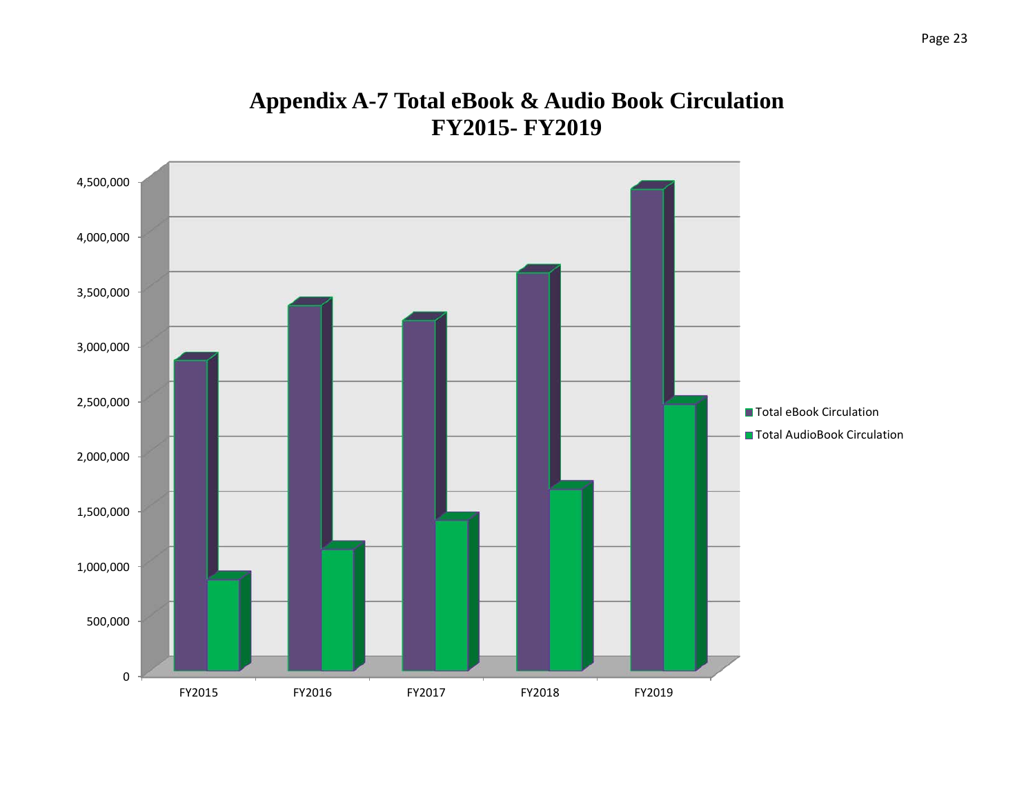# Appendix A-7 Total eBook & Audio Book Circulation FY2015- FY2019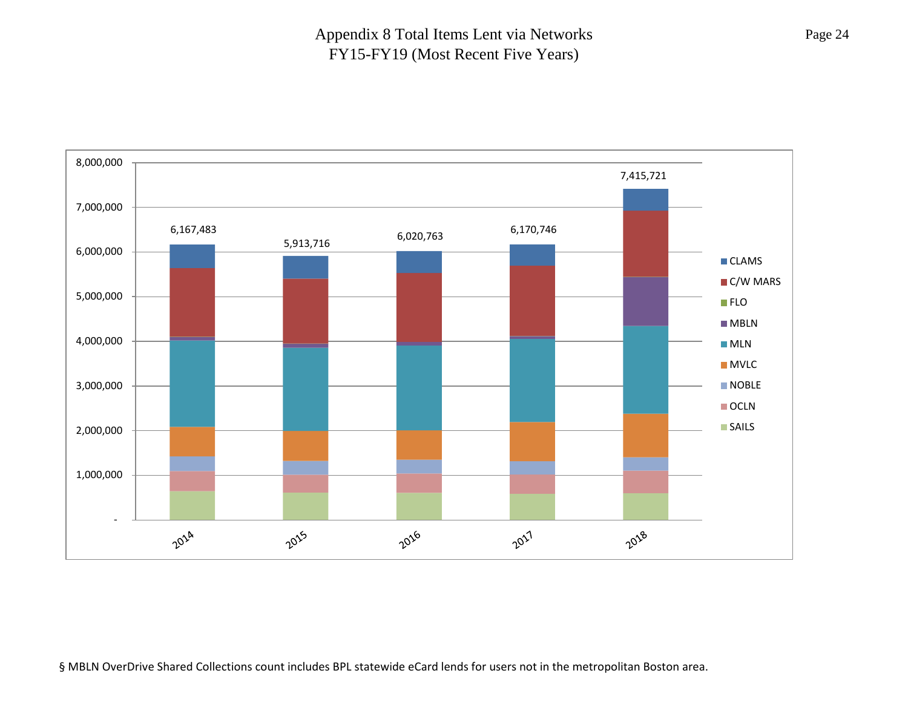# Appendix 8 Total Items Lent via Networks FY15-FY19 (Most Recent Five Years)

| Year | Total |
|---|---|
| 2014 | 6,167,483 |
| 2015 | 5,913,716 |
| 2016 | 6,020,763 |
| 2017 | 6,170,746 |
| 2018 | 7,415,721 |

Legend: CLAMS, C/W MARS, FLO, MBLN, MLN, MVLC, NOBLE, OCLN, SAILS

§ MBLN OverDrive Shared Collections count includes BPL statewide eCard lends for users not in the metropolitan Boston area.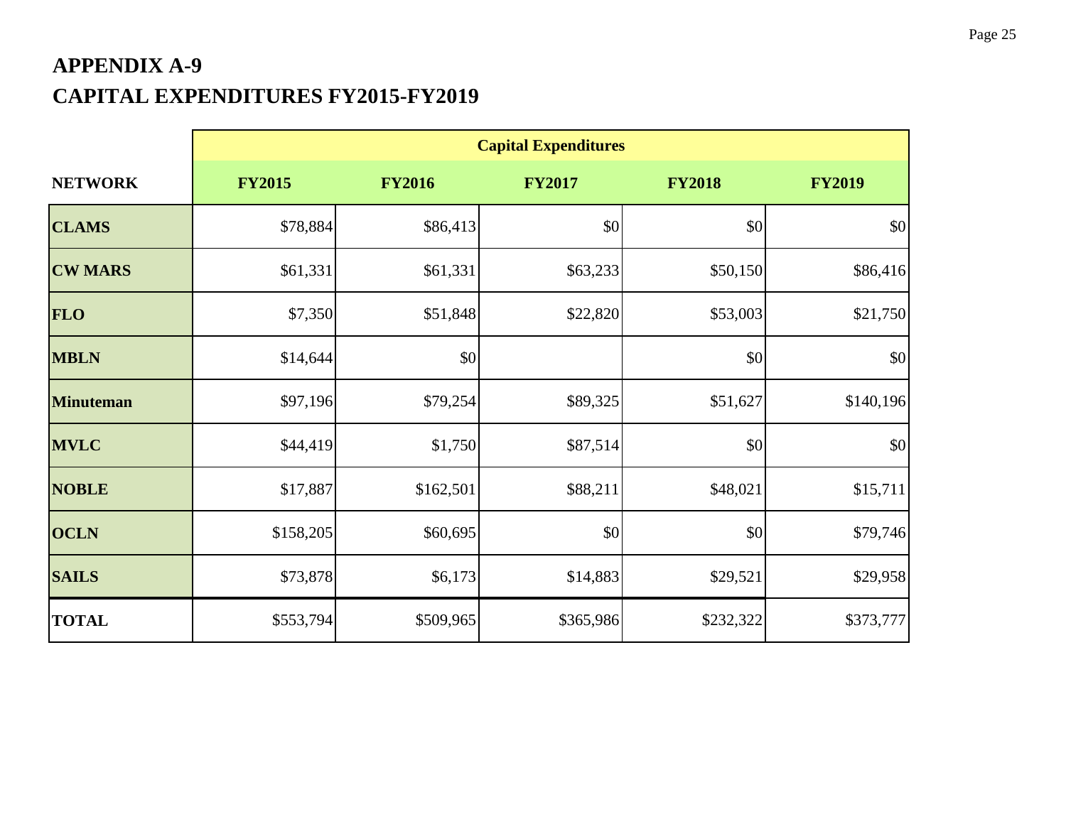# APPENDIX A-9

# CAPITAL EXPENDITURES FY2015-FY2019

| | Capital Expenditures | | | | |
|---|---|---|---|---|---|
| **NETWORK** | **FY2015** | **FY2016** | **FY2017** | **FY2018** | **FY2019** |
| **CLAMS** | $78,884 | $86,413 | $0 | $0 | $0 |
| **CW MARS** | $61,331 | $61,331 | $63,233 | $50,150 | $86,416 |
| **FLO** | $7,350 | $51,848 | $22,820 | $53,003 | $21,750 |
| **MBLN** | $14,644 | $0 | | $0 | $0 |
| **Minuteman** | $97,196 | $79,254 | $89,325 | $51,627 | $140,196 |
| **MVLC** | $44,419 | $1,750 | $87,514 | $0 | $0 |
| **NOBLE** | $17,887 | $162,501 | $88,211 | $48,021 | $15,711 |
| **OCLN** | $158,205 | $60,695 | $0 | $0 | $79,746 |
| **SAILS** | $73,878 | $6,173 | $14,883 | $29,521 | $29,958 |
| **TOTAL** | $553,794 | $509,965 | $365,986 | $232,322 | $373,777 |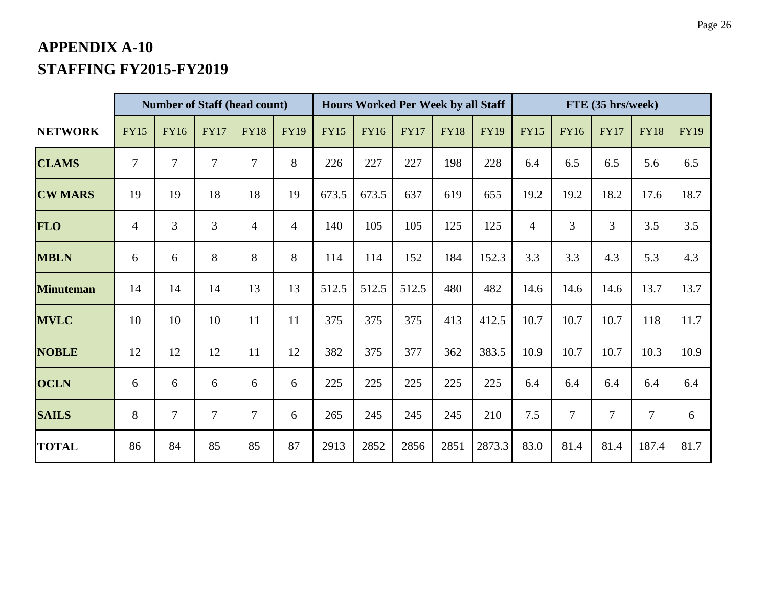# APPENDIX A-10

# STAFFING FY2015-FY2019

| | Number of Staff (head count) | | | | | Hours Worked Per Week by all Staff | | | | | FTE (35 hrs/week) | | | | |
|---|---|---|---|---|---|---|---|---|---|---|---|---|---|---|---|
| **NETWORK** | FY15 | FY16 | FY17 | FY18 | FY19 | FY15 | FY16 | FY17 | FY18 | FY19 | FY15 | FY16 | FY17 | FY18 | FY19 |
| **CLAMS** | 7 | 7 | 7 | 7 | 8 | 226 | 227 | 227 | 198 | 228 | 6.4 | 6.5 | 6.5 | 5.6 | 6.5 |
| **CW MARS** | 19 | 19 | 18 | 18 | 19 | 673.5 | 673.5 | 637 | 619 | 655 | 19.2 | 19.2 | 18.2 | 17.6 | 18.7 |
| **FLO** | 4 | 3 | 3 | 4 | 4 | 140 | 105 | 105 | 125 | 125 | 4 | 3 | 3 | 3.5 | 3.5 |
| **MBLN** | 6 | 6 | 8 | 8 | 8 | 114 | 114 | 152 | 184 | 152.3 | 3.3 | 3.3 | 4.3 | 5.3 | 4.3 |
| **Minuteman** | 14 | 14 | 14 | 13 | 13 | 512.5 | 512.5 | 512.5 | 480 | 482 | 14.6 | 14.6 | 14.6 | 13.7 | 13.7 |
| **MVLC** | 10 | 10 | 10 | 11 | 11 | 375 | 375 | 375 | 413 | 412.5 | 10.7 | 10.7 | 10.7 | 118 | 11.7 |
| **NOBLE** | 12 | 12 | 12 | 11 | 12 | 382 | 375 | 377 | 362 | 383.5 | 10.9 | 10.7 | 10.7 | 10.3 | 10.9 |
| **OCLN** | 6 | 6 | 6 | 6 | 6 | 225 | 225 | 225 | 225 | 225 | 6.4 | 6.4 | 6.4 | 6.4 | 6.4 |
| **SAILS** | 8 | 7 | 7 | 7 | 6 | 265 | 245 | 245 | 245 | 210 | 7.5 | 7 | 7 | 7 | 6 |
| **TOTAL** | 86 | 84 | 85 | 85 | 87 | 2913 | 2852 | 2856 | 2851 | 2873.3 | 83.0 | 81.4 | 81.4 | 187.4 | 81.7 |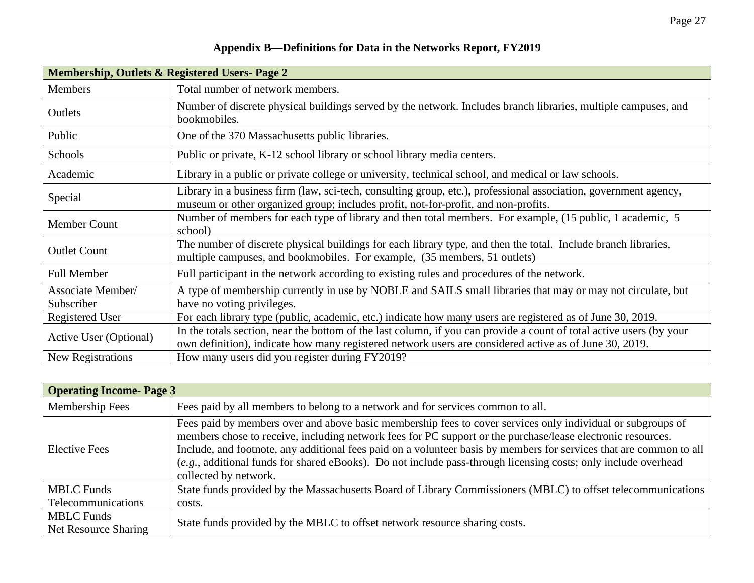## Appendix B—Definitions for Data in the Networks Report, FY2019

| Membership, Outlets & Registered Users- Page 2 | |
|---|---|
| Members | Total number of network members. |
| Outlets | Number of discrete physical buildings served by the network. Includes branch libraries, multiple campuses, and bookmobiles. |
| Public | One of the 370 Massachusetts public libraries. |
| Schools | Public or private, K-12 school library or school library media centers. |
| Academic | Library in a public or private college or university, technical school, and medical or law schools. |
| Special | Library in a business firm (law, sci-tech, consulting group, etc.), professional association, government agency, museum or other organized group; includes profit, not-for-profit, and non-profits. |
| Member Count | Number of members for each type of library and then total members. For example, (15 public, 1 academic, 5 school) |
| Outlet Count | The number of discrete physical buildings for each library type, and then the total. Include branch libraries, multiple campuses, and bookmobiles. For example, (35 members, 51 outlets) |
| Full Member | Full participant in the network according to existing rules and procedures of the network. |
| Associate Member/ Subscriber | A type of membership currently in use by NOBLE and SAILS small libraries that may or may not circulate, but have no voting privileges. |
| Registered User | For each library type (public, academic, etc.) indicate how many users are registered as of June 30, 2019. |
| Active User (Optional) | In the totals section, near the bottom of the last column, if you can provide a count of total active users (by your own definition), indicate how many registered network users are considered active as of June 30, 2019. |
| New Registrations | How many users did you register during FY2019? |

| Operating Income- Page 3 | |
|---|---|
| Membership Fees | Fees paid by all members to belong to a network and for services common to all. |
| Elective Fees | Fees paid by members over and above basic membership fees to cover services only individual or subgroups of members chose to receive, including network fees for PC support or the purchase/lease electronic resources. Include, and footnote, any additional fees paid on a volunteer basis by members for services that are common to all (*e.g.*, additional funds for shared eBooks). Do not include pass-through licensing costs; only include overhead collected by network. |
| MBLC Funds Telecommunications | State funds provided by the Massachusetts Board of Library Commissioners (MBLC) to offset telecommunications costs. |
| MBLC Funds Net Resource Sharing | State funds provided by the MBLC to offset network resource sharing costs. |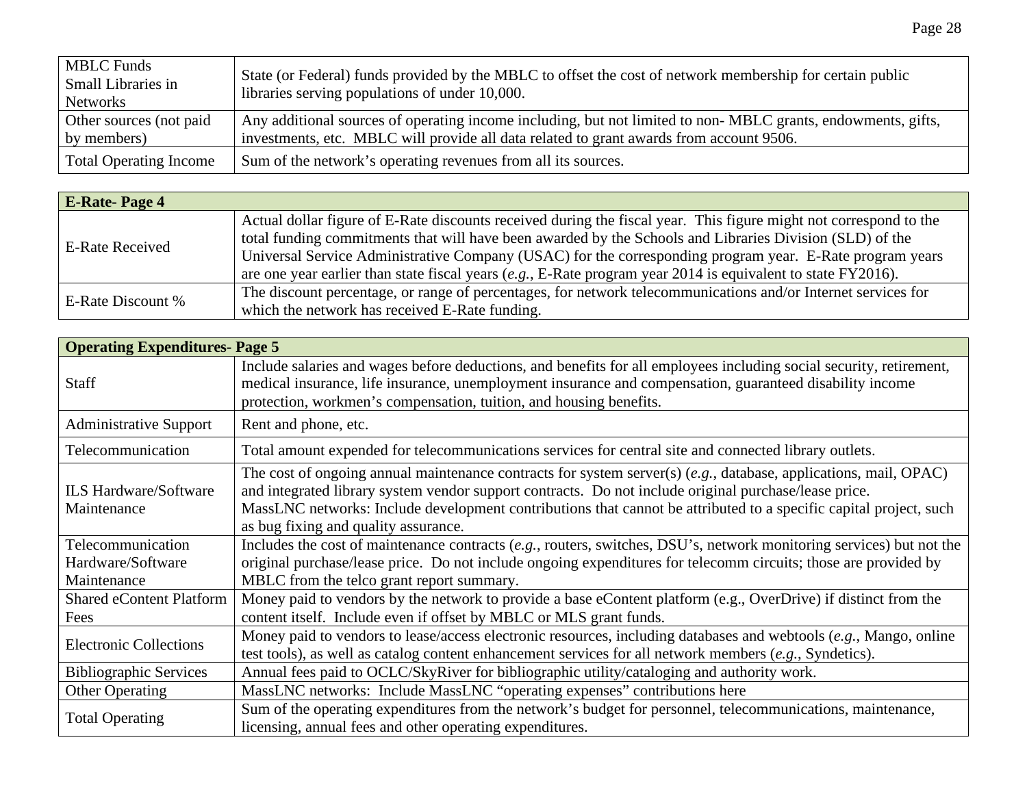| | |
|---|---|
| MBLC Funds Small Libraries in Networks | State (or Federal) funds provided by the MBLC to offset the cost of network membership for certain public libraries serving populations of under 10,000. |
| Other sources (not paid by members) | Any additional sources of operating income including, but not limited to non- MBLC grants, endowments, gifts, investments, etc. MBLC will provide all data related to grant awards from account 9506. |
| Total Operating Income | Sum of the network's operating revenues from all its sources. |

| **E-Rate- Page 4** | |
|---|---|
| E-Rate Received | Actual dollar figure of E-Rate discounts received during the fiscal year. This figure might not correspond to the total funding commitments that will have been awarded by the Schools and Libraries Division (SLD) of the Universal Service Administrative Company (USAC) for the corresponding program year. E-Rate program years are one year earlier than state fiscal years (*e.g.*, E-Rate program year 2014 is equivalent to state FY2016). |
| E-Rate Discount % | The discount percentage, or range of percentages, for network telecommunications and/or Internet services for which the network has received E-Rate funding. |

| **Operating Expenditures- Page 5** | |
|---|---|
| Staff | Include salaries and wages before deductions, and benefits for all employees including social security, retirement, medical insurance, life insurance, unemployment insurance and compensation, guaranteed disability income protection, workmen's compensation, tuition, and housing benefits. |
| Administrative Support | Rent and phone, etc. |
| Telecommunication | Total amount expended for telecommunications services for central site and connected library outlets. |
| ILS Hardware/Software Maintenance | The cost of ongoing annual maintenance contracts for system server(s) (*e.g.*, database, applications, mail, OPAC) and integrated library system vendor support contracts. Do not include original purchase/lease price. MassLNC networks: Include development contributions that cannot be attributed to a specific capital project, such as bug fixing and quality assurance. |
| Telecommunication Hardware/Software Maintenance | Includes the cost of maintenance contracts (*e.g.*, routers, switches, DSU's, network monitoring services) but not the original purchase/lease price. Do not include ongoing expenditures for telecomm circuits; those are provided by MBLC from the telco grant report summary. |
| Shared eContent Platform Fees | Money paid to vendors by the network to provide a base eContent platform (e.g., OverDrive) if distinct from the content itself. Include even if offset by MBLC or MLS grant funds. |
| Electronic Collections | Money paid to vendors to lease/access electronic resources, including databases and webtools (*e.g.*, Mango, online test tools), as well as catalog content enhancement services for all network members (*e.g.*, Syndetics). |
| Bibliographic Services | Annual fees paid to OCLC/SkyRiver for bibliographic utility/cataloging and authority work. |
| Other Operating | MassLNC networks: Include MassLNC "operating expenses" contributions here |
| Total Operating | Sum of the operating expenditures from the network's budget for personnel, telecommunications, maintenance, licensing, annual fees and other operating expenditures. |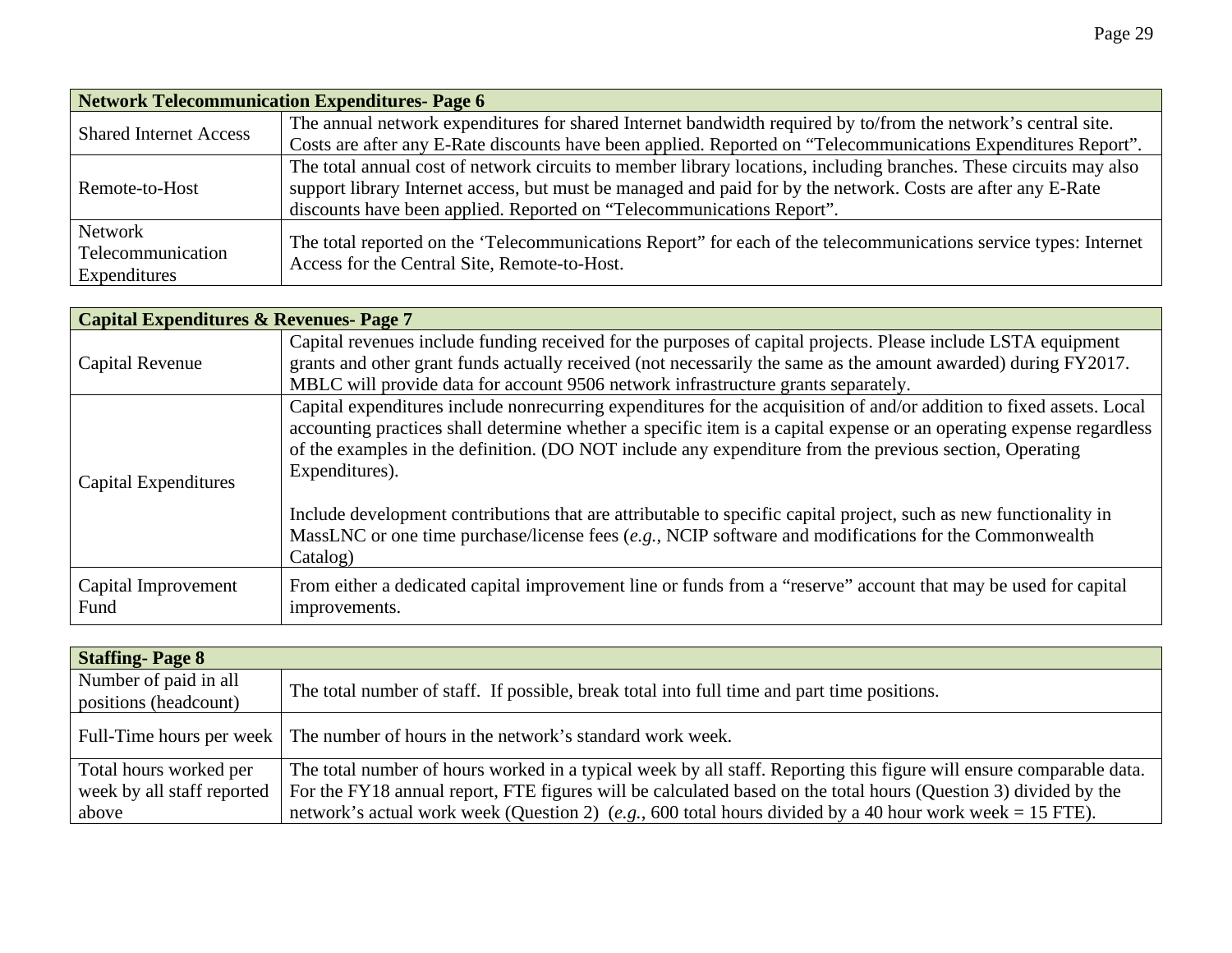| Network Telecommunication Expenditures- Page 6 | |
|---|---|
| Shared Internet Access | The annual network expenditures for shared Internet bandwidth required by to/from the network's central site. Costs are after any E-Rate discounts have been applied. Reported on "Telecommunications Expenditures Report". |
| Remote-to-Host | The total annual cost of network circuits to member library locations, including branches. These circuits may also support library Internet access, but must be managed and paid for by the network. Costs are after any E-Rate discounts have been applied. Reported on "Telecommunications Report". |
| Network Telecommunication Expenditures | The total reported on the 'Telecommunications Report" for each of the telecommunications service types: Internet Access for the Central Site, Remote-to-Host. |

| Capital Expenditures & Revenues- Page 7 | |
|---|---|
| Capital Revenue | Capital revenues include funding received for the purposes of capital projects. Please include LSTA equipment grants and other grant funds actually received (not necessarily the same as the amount awarded) during FY2017. MBLC will provide data for account 9506 network infrastructure grants separately. |
| Capital Expenditures | Capital expenditures include nonrecurring expenditures for the acquisition of and/or addition to fixed assets. Local accounting practices shall determine whether a specific item is a capital expense or an operating expense regardless of the examples in the definition. (DO NOT include any expenditure from the previous section, Operating Expenditures).<br><br>Include development contributions that are attributable to specific capital project, such as new functionality in MassLNC or one time purchase/license fees (*e.g.*, NCIP software and modifications for the Commonwealth Catalog) |
| Capital Improvement Fund | From either a dedicated capital improvement line or funds from a "reserve" account that may be used for capital improvements. |

| Staffing- Page 8 | |
|---|---|
| Number of paid in all positions (headcount) | The total number of staff. If possible, break total into full time and part time positions. |
| Full-Time hours per week | The number of hours in the network's standard work week. |
| Total hours worked per week by all staff reported above | The total number of hours worked in a typical week by all staff. Reporting this figure will ensure comparable data. For the FY18 annual report, FTE figures will be calculated based on the total hours (Question 3) divided by the network's actual work week (Question 2) (*e.g.*, 600 total hours divided by a 40 hour work week = 15 FTE). |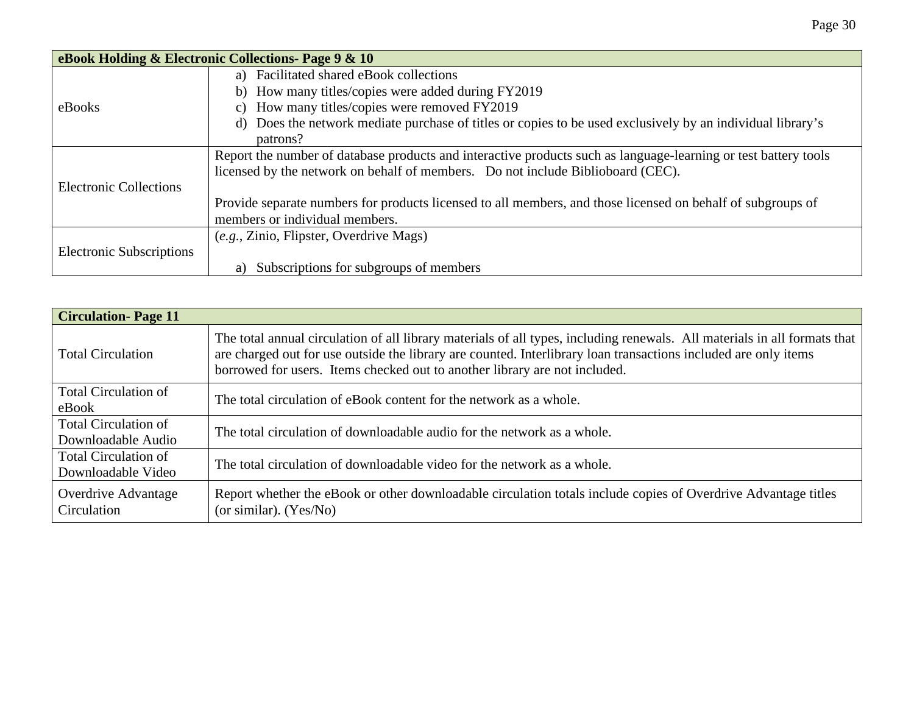| eBook Holding & Electronic Collections- Page 9 & 10 | |
|---|---|
| eBooks | a) Facilitated shared eBook collections<br>b) How many titles/copies were added during FY2019<br>c) How many titles/copies were removed FY2019<br>d) Does the network mediate purchase of titles or copies to be used exclusively by an individual library's patrons? |
| Electronic Collections | Report the number of database products and interactive products such as language-learning or test battery tools licensed by the network on behalf of members. Do not include Biblioboard (CEC).<br><br>Provide separate numbers for products licensed to all members, and those licensed on behalf of subgroups of members or individual members. |
| Electronic Subscriptions | (*e.g.*, Zinio, Flipster, Overdrive Mags)<br><br>a) Subscriptions for subgroups of members |

| Circulation- Page 11 | |
|---|---|
| Total Circulation | The total annual circulation of all library materials of all types, including renewals. All materials in all formats that are charged out for use outside the library are counted. Interlibrary loan transactions included are only items borrowed for users. Items checked out to another library are not included. |
| Total Circulation of eBook | The total circulation of eBook content for the network as a whole. |
| Total Circulation of Downloadable Audio | The total circulation of downloadable audio for the network as a whole. |
| Total Circulation of Downloadable Video | The total circulation of downloadable video for the network as a whole. |
| Overdrive Advantage Circulation | Report whether the eBook or other downloadable circulation totals include copies of Overdrive Advantage titles (or similar). (Yes/No) |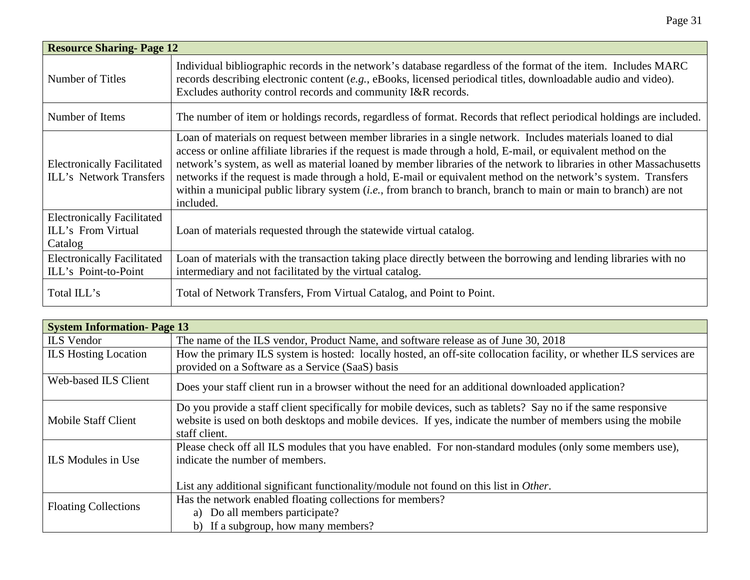| Resource Sharing- Page 12 | |
|---|---|
| Number of Titles | Individual bibliographic records in the network's database regardless of the format of the item. Includes MARC records describing electronic content (*e.g.*, eBooks, licensed periodical titles, downloadable audio and video). Excludes authority control records and community I&R records. |
| Number of Items | The number of item or holdings records, regardless of format. Records that reflect periodical holdings are included. |
| Electronically Facilitated ILL's Network Transfers | Loan of materials on request between member libraries in a single network. Includes materials loaned to dial access or online affiliate libraries if the request is made through a hold, E-mail, or equivalent method on the network's system, as well as material loaned by member libraries of the network to libraries in other Massachusetts networks if the request is made through a hold, E-mail or equivalent method on the network's system. Transfers within a municipal public library system (*i.e.*, from branch to branch, branch to main or main to branch) are not included. |
| Electronically Facilitated ILL's From Virtual Catalog | Loan of materials requested through the statewide virtual catalog. |
| Electronically Facilitated ILL's Point-to-Point | Loan of materials with the transaction taking place directly between the borrowing and lending libraries with no intermediary and not facilitated by the virtual catalog. |
| Total ILL's | Total of Network Transfers, From Virtual Catalog, and Point to Point. |

| System Information- Page 13 | |
|---|---|
| ILS Vendor | The name of the ILS vendor, Product Name, and software release as of June 30, 2018 |
| ILS Hosting Location | How the primary ILS system is hosted: locally hosted, an off-site collocation facility, or whether ILS services are provided on a Software as a Service (SaaS) basis |
| Web-based ILS Client | Does your staff client run in a browser without the need for an additional downloaded application? |
| Mobile Staff Client | Do you provide a staff client specifically for mobile devices, such as tablets? Say no if the same responsive website is used on both desktops and mobile devices. If yes, indicate the number of members using the mobile staff client. |
| ILS Modules in Use | Please check off all ILS modules that you have enabled. For non-standard modules (only some members use), indicate the number of members.<br><br>List any additional significant functionality/module not found on this list in *Other*. |
| Floating Collections | Has the network enabled floating collections for members?<br>a) Do all members participate?<br>b) If a subgroup, how many members? |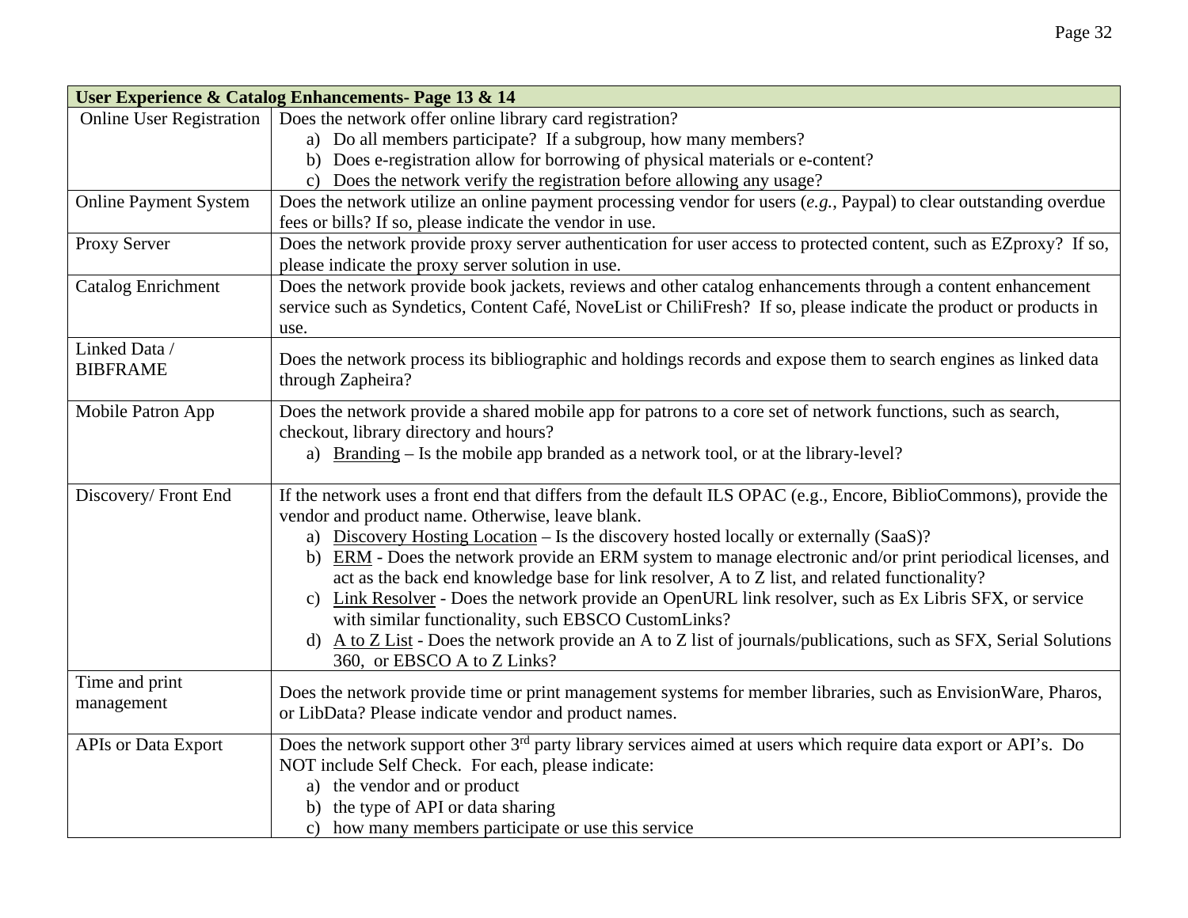| User Experience & Catalog Enhancements- Page 13 & 14 | |
|---|---|
| Online User Registration | Does the network offer online library card registration?<br>a) Do all members participate? If a subgroup, how many members?<br>b) Does e-registration allow for borrowing of physical materials or e-content?<br>c) Does the network verify the registration before allowing any usage? |
| Online Payment System | Does the network utilize an online payment processing vendor for users (*e.g.*, Paypal) to clear outstanding overdue fees or bills? If so, please indicate the vendor in use. |
| Proxy Server | Does the network provide proxy server authentication for user access to protected content, such as EZproxy? If so, please indicate the proxy server solution in use. |
| Catalog Enrichment | Does the network provide book jackets, reviews and other catalog enhancements through a content enhancement service such as Syndetics, Content Café, NoveList or ChiliFresh? If so, please indicate the product or products in use. |
| Linked Data / BIBFRAME | Does the network process its bibliographic and holdings records and expose them to search engines as linked data through Zapheira? |
| Mobile Patron App | Does the network provide a shared mobile app for patrons to a core set of network functions, such as search, checkout, library directory and hours?<br>a) <u>Branding</u> – Is the mobile app branded as a network tool, or at the library-level? |
| Discovery/ Front End | If the network uses a front end that differs from the default ILS OPAC (e.g., Encore, BiblioCommons), provide the vendor and product name. Otherwise, leave blank.<br>a) <u>Discovery Hosting Location</u> – Is the discovery hosted locally or externally (SaaS)?<br>b) <u>ERM</u> - Does the network provide an ERM system to manage electronic and/or print periodical licenses, and act as the back end knowledge base for link resolver, A to Z list, and related functionality?<br>c) <u>Link Resolver</u> - Does the network provide an OpenURL link resolver, such as Ex Libris SFX, or service with similar functionality, such EBSCO CustomLinks?<br>d) <u>A to Z List</u> - Does the network provide an A to Z list of journals/publications, such as SFX, Serial Solutions 360, or EBSCO A to Z Links? |
| Time and print management | Does the network provide time or print management systems for member libraries, such as EnvisionWare, Pharos, or LibData? Please indicate vendor and product names. |
| APIs or Data Export | Does the network support other 3rd party library services aimed at users which require data export or API's. Do NOT include Self Check. For each, please indicate:<br>a) the vendor and or product<br>b) the type of API or data sharing<br>c) how many members participate or use this service |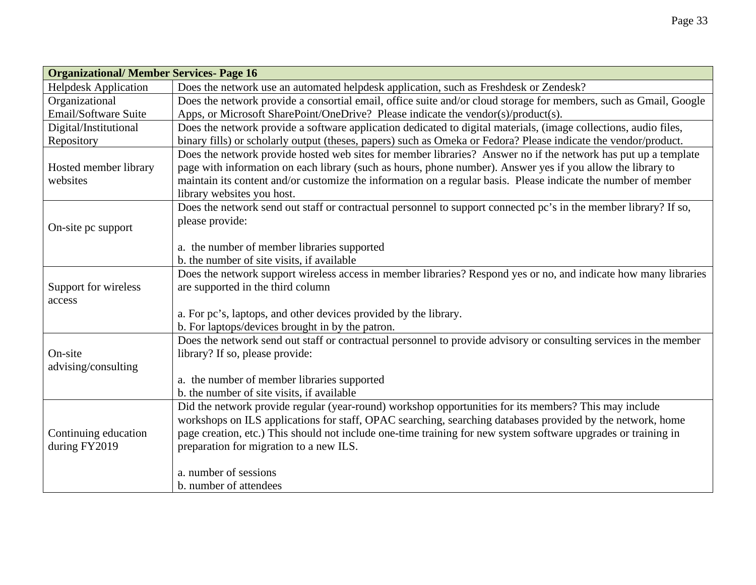| Organizational/ Member Services- Page 16 | |
|---|---|
| Helpdesk Application | Does the network use an automated helpdesk application, such as Freshdesk or Zendesk? |
| Organizational Email/Software Suite | Does the network provide a consortial email, office suite and/or cloud storage for members, such as Gmail, Google Apps, or Microsoft SharePoint/OneDrive? Please indicate the vendor(s)/product(s). |
| Digital/Institutional Repository | Does the network provide a software application dedicated to digital materials, (image collections, audio files, binary fills) or scholarly output (theses, papers) such as Omeka or Fedora? Please indicate the vendor/product. |
| Hosted member library websites | Does the network provide hosted web sites for member libraries? Answer no if the network has put up a template page with information on each library (such as hours, phone number). Answer yes if you allow the library to maintain its content and/or customize the information on a regular basis. Please indicate the number of member library websites you host. |
| On-site pc support | Does the network send out staff or contractual personnel to support connected pc's in the member library? If so, please provide:<br><br>a. the number of member libraries supported<br>b. the number of site visits, if available |
| Support for wireless access | Does the network support wireless access in member libraries? Respond yes or no, and indicate how many libraries are supported in the third column<br><br>a. For pc's, laptops, and other devices provided by the library.<br>b. For laptops/devices brought in by the patron. |
| On-site advising/consulting | Does the network send out staff or contractual personnel to provide advisory or consulting services in the member library? If so, please provide:<br><br>a. the number of member libraries supported<br>b. the number of site visits, if available |
| Continuing education during FY2019 | Did the network provide regular (year-round) workshop opportunities for its members? This may include workshops on ILS applications for staff, OPAC searching, searching databases provided by the network, home page creation, etc.) This should not include one-time training for new system software upgrades or training in preparation for migration to a new ILS.<br><br>a. number of sessions<br>b. number of attendees |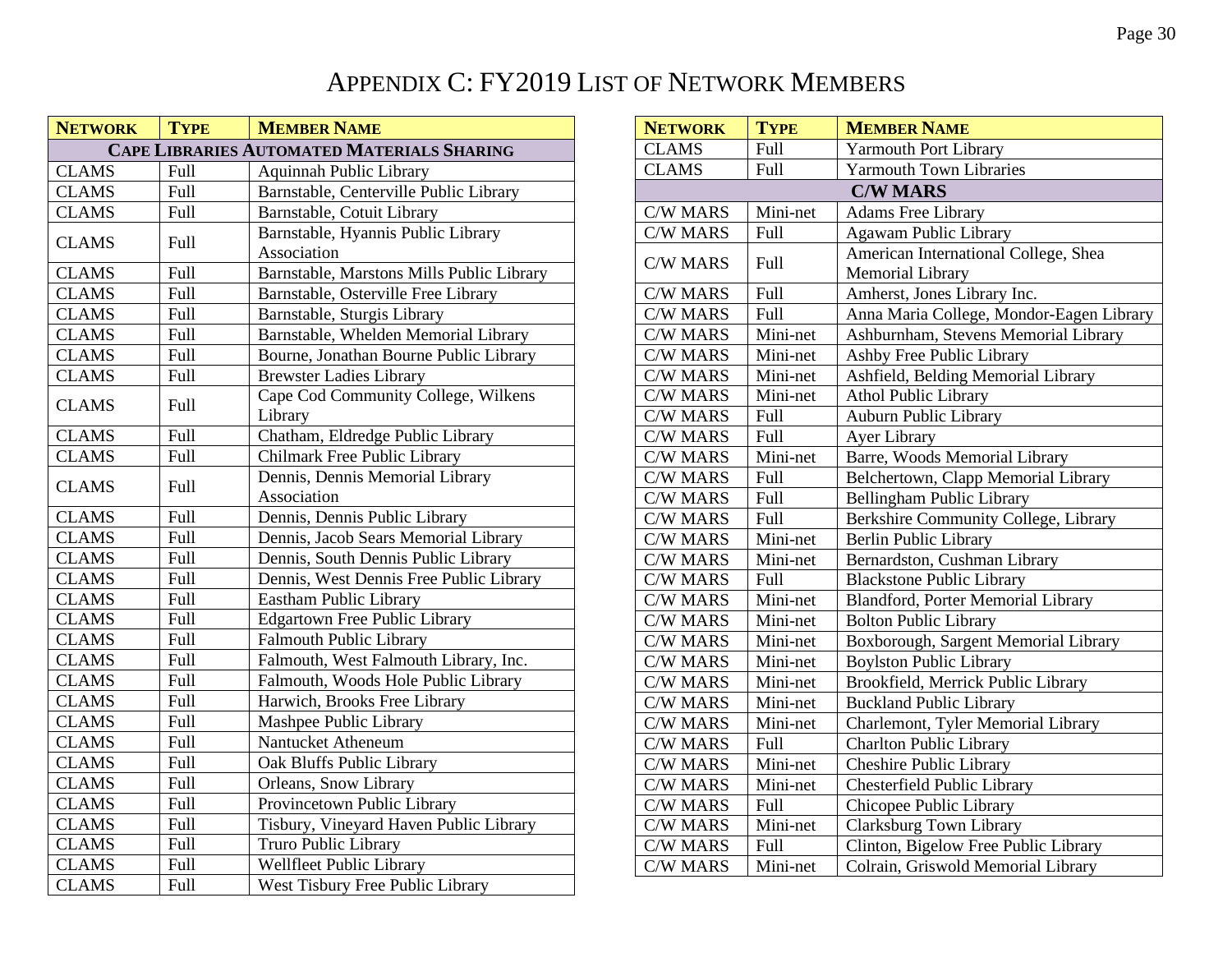# Appendix C: FY2019 List of Network Members

| Network | Type | Member Name |
|---|---|---|
| **Cape Libraries Automated Materials Sharing** | | |
| CLAMS | Full | Aquinnah Public Library |
| CLAMS | Full | Barnstable, Centerville Public Library |
| CLAMS | Full | Barnstable, Cotuit Library |
| CLAMS | Full | Barnstable, Hyannis Public Library Association |
| CLAMS | Full | Barnstable, Marstons Mills Public Library |
| CLAMS | Full | Barnstable, Osterville Free Library |
| CLAMS | Full | Barnstable, Sturgis Library |
| CLAMS | Full | Barnstable, Whelden Memorial Library |
| CLAMS | Full | Bourne, Jonathan Bourne Public Library |
| CLAMS | Full | Brewster Ladies Library |
| CLAMS | Full | Cape Cod Community College, Wilkens Library |
| CLAMS | Full | Chatham, Eldredge Public Library |
| CLAMS | Full | Chilmark Free Public Library |
| CLAMS | Full | Dennis, Dennis Memorial Library Association |
| CLAMS | Full | Dennis, Dennis Public Library |
| CLAMS | Full | Dennis, Jacob Sears Memorial Library |
| CLAMS | Full | Dennis, South Dennis Public Library |
| CLAMS | Full | Dennis, West Dennis Free Public Library |
| CLAMS | Full | Eastham Public Library |
| CLAMS | Full | Edgartown Free Public Library |
| CLAMS | Full | Falmouth Public Library |
| CLAMS | Full | Falmouth, West Falmouth Library, Inc. |
| CLAMS | Full | Falmouth, Woods Hole Public Library |
| CLAMS | Full | Harwich, Brooks Free Library |
| CLAMS | Full | Mashpee Public Library |
| CLAMS | Full | Nantucket Atheneum |
| CLAMS | Full | Oak Bluffs Public Library |
| CLAMS | Full | Orleans, Snow Library |
| CLAMS | Full | Provincetown Public Library |
| CLAMS | Full | Tisbury, Vineyard Haven Public Library |
| CLAMS | Full | Truro Public Library |
| CLAMS | Full | Wellfleet Public Library |
| CLAMS | Full | West Tisbury Free Public Library |
| CLAMS | Full | Yarmouth Port Library |
| CLAMS | Full | Yarmouth Town Libraries |
| **C/W MARS** | | |
| C/W MARS | Mini-net | Adams Free Library |
| C/W MARS | Full | Agawam Public Library |
| C/W MARS | Full | American International College, Shea Memorial Library |
| C/W MARS | Full | Amherst, Jones Library Inc. |
| C/W MARS | Full | Anna Maria College, Mondor-Eagen Library |
| C/W MARS | Mini-net | Ashburnham, Stevens Memorial Library |
| C/W MARS | Mini-net | Ashby Free Public Library |
| C/W MARS | Mini-net | Ashfield, Belding Memorial Library |
| C/W MARS | Mini-net | Athol Public Library |
| C/W MARS | Full | Auburn Public Library |
| C/W MARS | Full | Ayer Library |
| C/W MARS | Mini-net | Barre, Woods Memorial Library |
| C/W MARS | Full | Belchertown, Clapp Memorial Library |
| C/W MARS | Full | Bellingham Public Library |
| C/W MARS | Full | Berkshire Community College, Library |
| C/W MARS | Mini-net | Berlin Public Library |
| C/W MARS | Mini-net | Bernardston, Cushman Library |
| C/W MARS | Full | Blackstone Public Library |
| C/W MARS | Mini-net | Blandford, Porter Memorial Library |
| C/W MARS | Mini-net | Bolton Public Library |
| C/W MARS | Mini-net | Boxborough, Sargent Memorial Library |
| C/W MARS | Mini-net | Boylston Public Library |
| C/W MARS | Mini-net | Brookfield, Merrick Public Library |
| C/W MARS | Mini-net | Buckland Public Library |
| C/W MARS | Mini-net | Charlemont, Tyler Memorial Library |
| C/W MARS | Full | Charlton Public Library |
| C/W MARS | Mini-net | Cheshire Public Library |
| C/W MARS | Mini-net | Chesterfield Public Library |
| C/W MARS | Full | Chicopee Public Library |
| C/W MARS | Mini-net | Clarksburg Town Library |
| C/W MARS | Full | Clinton, Bigelow Free Public Library |
| C/W MARS | Mini-net | Colrain, Griswold Memorial Library |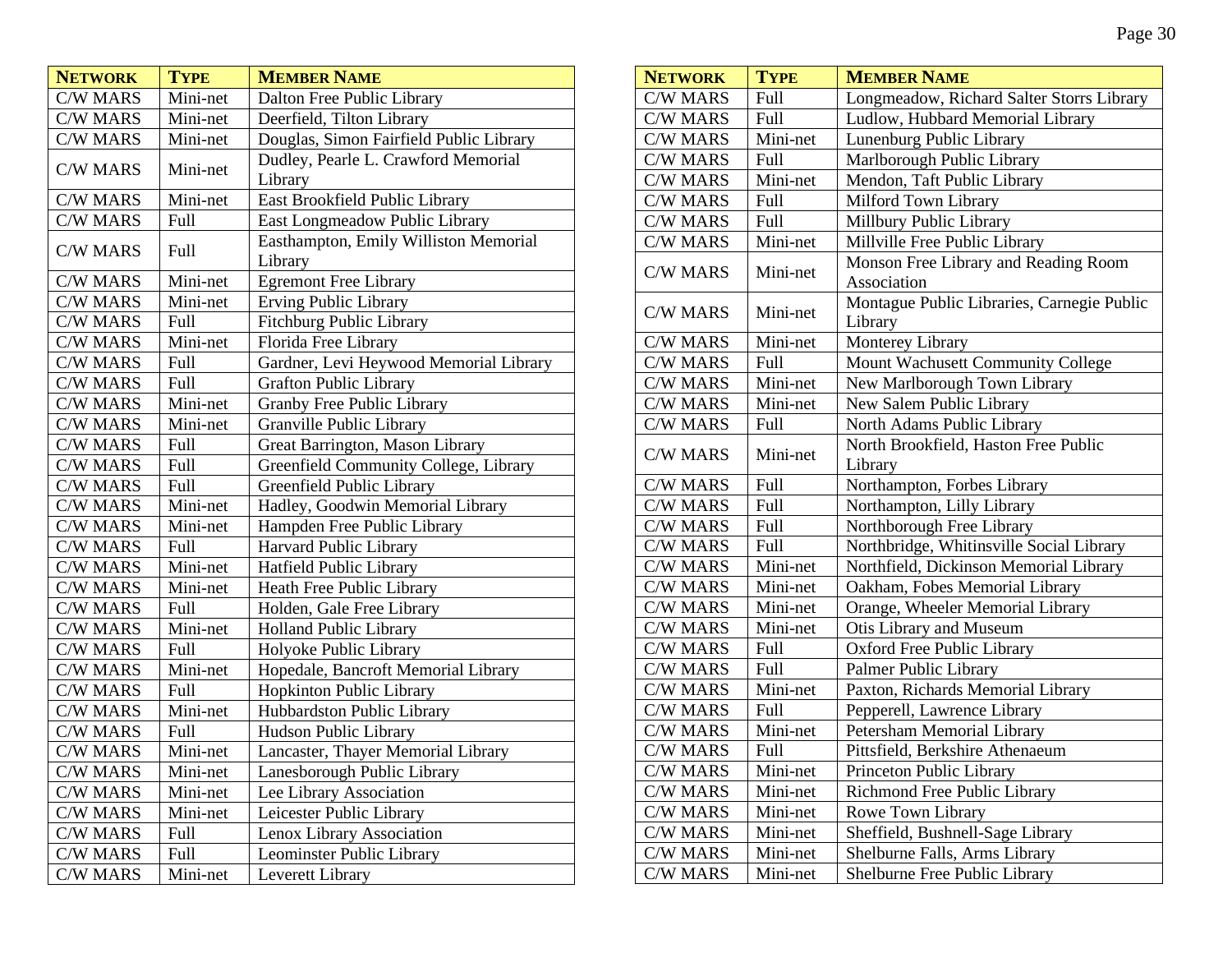| Network | Type | Member Name |
|---|---|---|
| C/W MARS | Mini-net | Dalton Free Public Library |
| C/W MARS | Mini-net | Deerfield, Tilton Library |
| C/W MARS | Mini-net | Douglas, Simon Fairfield Public Library |
| C/W MARS | Mini-net | Dudley, Pearle L. Crawford Memorial Library |
| C/W MARS | Mini-net | East Brookfield Public Library |
| C/W MARS | Full | East Longmeadow Public Library |
| C/W MARS | Full | Easthampton, Emily Williston Memorial Library |
| C/W MARS | Mini-net | Egremont Free Library |
| C/W MARS | Mini-net | Erving Public Library |
| C/W MARS | Full | Fitchburg Public Library |
| C/W MARS | Mini-net | Florida Free Library |
| C/W MARS | Full | Gardner, Levi Heywood Memorial Library |
| C/W MARS | Full | Grafton Public Library |
| C/W MARS | Mini-net | Granby Free Public Library |
| C/W MARS | Mini-net | Granville Public Library |
| C/W MARS | Full | Great Barrington, Mason Library |
| C/W MARS | Full | Greenfield Community College, Library |
| C/W MARS | Full | Greenfield Public Library |
| C/W MARS | Mini-net | Hadley, Goodwin Memorial Library |
| C/W MARS | Mini-net | Hampden Free Public Library |
| C/W MARS | Full | Harvard Public Library |
| C/W MARS | Mini-net | Hatfield Public Library |
| C/W MARS | Mini-net | Heath Free Public Library |
| C/W MARS | Full | Holden, Gale Free Library |
| C/W MARS | Mini-net | Holland Public Library |
| C/W MARS | Full | Holyoke Public Library |
| C/W MARS | Mini-net | Hopedale, Bancroft Memorial Library |
| C/W MARS | Full | Hopkinton Public Library |
| C/W MARS | Mini-net | Hubbardston Public Library |
| C/W MARS | Full | Hudson Public Library |
| C/W MARS | Mini-net | Lancaster, Thayer Memorial Library |
| C/W MARS | Mini-net | Lanesborough Public Library |
| C/W MARS | Mini-net | Lee Library Association |
| C/W MARS | Mini-net | Leicester Public Library |
| C/W MARS | Full | Lenox Library Association |
| C/W MARS | Full | Leominster Public Library |
| C/W MARS | Mini-net | Leverett Library |
| C/W MARS | Full | Longmeadow, Richard Salter Storrs Library |
| C/W MARS | Full | Ludlow, Hubbard Memorial Library |
| C/W MARS | Mini-net | Lunenburg Public Library |
| C/W MARS | Full | Marlborough Public Library |
| C/W MARS | Mini-net | Mendon, Taft Public Library |
| C/W MARS | Full | Milford Town Library |
| C/W MARS | Full | Millbury Public Library |
| C/W MARS | Mini-net | Millville Free Public Library |
| C/W MARS | Mini-net | Monson Free Library and Reading Room Association |
| C/W MARS | Mini-net | Montague Public Libraries, Carnegie Public Library |
| C/W MARS | Mini-net | Monterey Library |
| C/W MARS | Full | Mount Wachusett Community College |
| C/W MARS | Mini-net | New Marlborough Town Library |
| C/W MARS | Mini-net | New Salem Public Library |
| C/W MARS | Full | North Adams Public Library |
| C/W MARS | Mini-net | North Brookfield, Haston Free Public Library |
| C/W MARS | Full | Northampton, Forbes Library |
| C/W MARS | Full | Northampton, Lilly Library |
| C/W MARS | Full | Northborough Free Library |
| C/W MARS | Full | Northbridge, Whitinsville Social Library |
| C/W MARS | Mini-net | Northfield, Dickinson Memorial Library |
| C/W MARS | Mini-net | Oakham, Fobes Memorial Library |
| C/W MARS | Mini-net | Orange, Wheeler Memorial Library |
| C/W MARS | Mini-net | Otis Library and Museum |
| C/W MARS | Full | Oxford Free Public Library |
| C/W MARS | Full | Palmer Public Library |
| C/W MARS | Mini-net | Paxton, Richards Memorial Library |
| C/W MARS | Full | Pepperell, Lawrence Library |
| C/W MARS | Mini-net | Petersham Memorial Library |
| C/W MARS | Full | Pittsfield, Berkshire Athenaeum |
| C/W MARS | Mini-net | Princeton Public Library |
| C/W MARS | Mini-net | Richmond Free Public Library |
| C/W MARS | Mini-net | Rowe Town Library |
| C/W MARS | Mini-net | Sheffield, Bushnell-Sage Library |
| C/W MARS | Mini-net | Shelburne Falls, Arms Library |
| C/W MARS | Mini-net | Shelburne Free Public Library |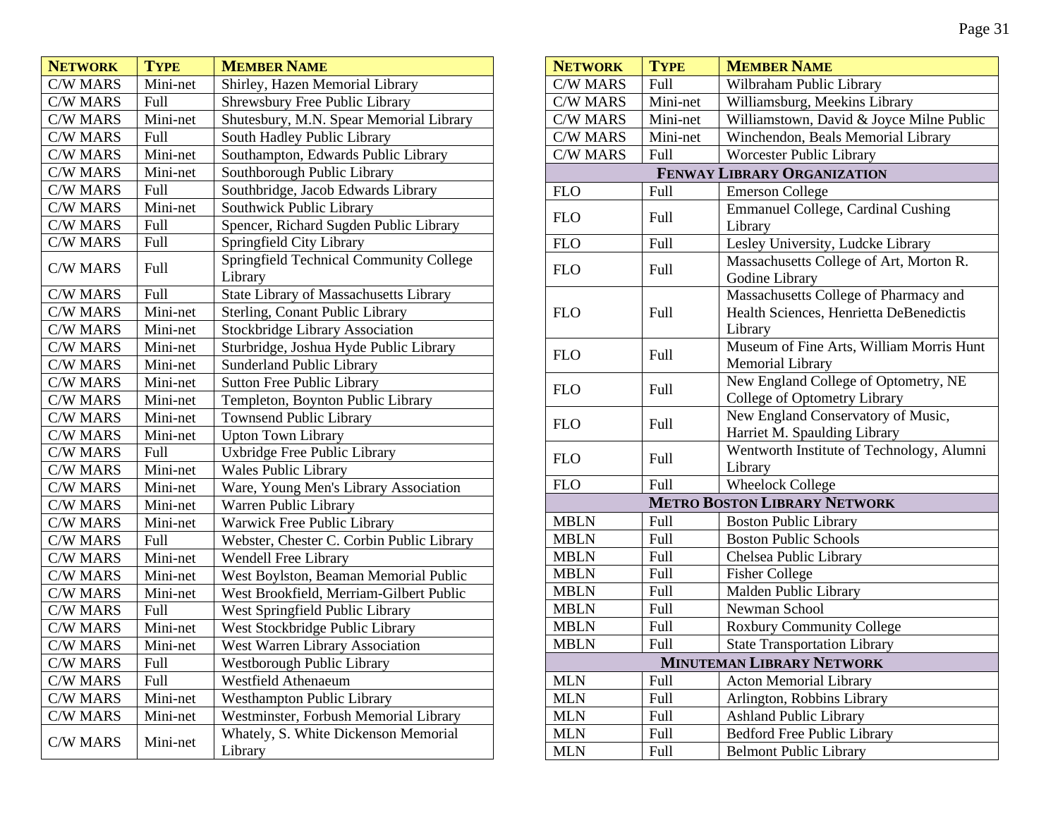| Network | Type | Member Name |
|---|---|---|
| C/W MARS | Mini-net | Shirley, Hazen Memorial Library |
| C/W MARS | Full | Shrewsbury Free Public Library |
| C/W MARS | Mini-net | Shutesbury, M.N. Spear Memorial Library |
| C/W MARS | Full | South Hadley Public Library |
| C/W MARS | Mini-net | Southampton, Edwards Public Library |
| C/W MARS | Mini-net | Southborough Public Library |
| C/W MARS | Full | Southbridge, Jacob Edwards Library |
| C/W MARS | Mini-net | Southwick Public Library |
| C/W MARS | Full | Spencer, Richard Sugden Public Library |
| C/W MARS | Full | Springfield City Library |
| C/W MARS | Full | Springfield Technical Community College Library |
| C/W MARS | Full | State Library of Massachusetts Library |
| C/W MARS | Mini-net | Sterling, Conant Public Library |
| C/W MARS | Mini-net | Stockbridge Library Association |
| C/W MARS | Mini-net | Sturbridge, Joshua Hyde Public Library |
| C/W MARS | Mini-net | Sunderland Public Library |
| C/W MARS | Mini-net | Sutton Free Public Library |
| C/W MARS | Mini-net | Templeton, Boynton Public Library |
| C/W MARS | Mini-net | Townsend Public Library |
| C/W MARS | Mini-net | Upton Town Library |
| C/W MARS | Full | Uxbridge Free Public Library |
| C/W MARS | Mini-net | Wales Public Library |
| C/W MARS | Mini-net | Ware, Young Men's Library Association |
| C/W MARS | Mini-net | Warren Public Library |
| C/W MARS | Mini-net | Warwick Free Public Library |
| C/W MARS | Full | Webster, Chester C. Corbin Public Library |
| C/W MARS | Mini-net | Wendell Free Library |
| C/W MARS | Mini-net | West Boylston, Beaman Memorial Public |
| C/W MARS | Mini-net | West Brookfield, Merriam-Gilbert Public |
| C/W MARS | Full | West Springfield Public Library |
| C/W MARS | Mini-net | West Stockbridge Public Library |
| C/W MARS | Mini-net | West Warren Library Association |
| C/W MARS | Full | Westborough Public Library |
| C/W MARS | Full | Westfield Athenaeum |
| C/W MARS | Mini-net | Westhampton Public Library |
| C/W MARS | Mini-net | Westminster, Forbush Memorial Library |
| C/W MARS | Mini-net | Whately, S. White Dickenson Memorial Library |
| C/W MARS | Full | Wilbraham Public Library |
| C/W MARS | Mini-net | Williamsburg, Meekins Library |
| C/W MARS | Mini-net | Williamstown, David & Joyce Milne Public |
| C/W MARS | Mini-net | Winchendon, Beals Memorial Library |
| C/W MARS | Full | Worcester Public Library |
| **Fenway Library Organization** | | |
| FLO | Full | Emerson College |
| FLO | Full | Emmanuel College, Cardinal Cushing Library |
| FLO | Full | Lesley University, Ludcke Library |
| FLO | Full | Massachusetts College of Art, Morton R. Godine Library |
| FLO | Full | Massachusetts College of Pharmacy and Health Sciences, Henrietta DeBenedictis Library |
| FLO | Full | Museum of Fine Arts, William Morris Hunt Memorial Library |
| FLO | Full | New England College of Optometry, NE College of Optometry Library |
| FLO | Full | New England Conservatory of Music, Harriet M. Spaulding Library |
| FLO | Full | Wentworth Institute of Technology, Alumni Library |
| FLO | Full | Wheelock College |
| **Metro Boston Library Network** | | |
| MBLN | Full | Boston Public Library |
| MBLN | Full | Boston Public Schools |
| MBLN | Full | Chelsea Public Library |
| MBLN | Full | Fisher College |
| MBLN | Full | Malden Public Library |
| MBLN | Full | Newman School |
| MBLN | Full | Roxbury Community College |
| MBLN | Full | State Transportation Library |
| **Minuteman Library Network** | | |
| MLN | Full | Acton Memorial Library |
| MLN | Full | Arlington, Robbins Library |
| MLN | Full | Ashland Public Library |
| MLN | Full | Bedford Free Public Library |
| MLN | Full | Belmont Public Library |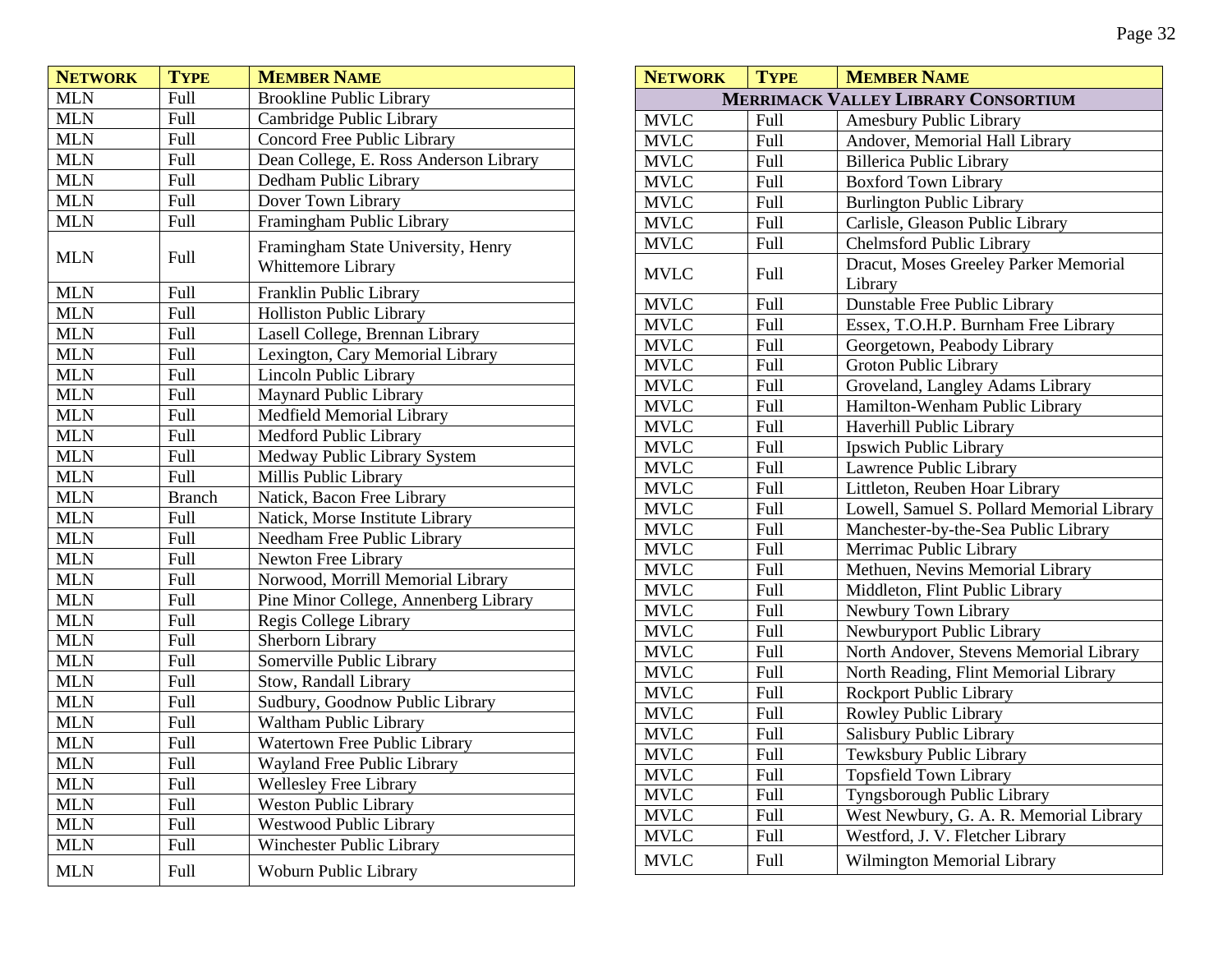| NETWORK | TYPE | MEMBER NAME |
|---|---|---|
| MLN | Full | Brookline Public Library |
| MLN | Full | Cambridge Public Library |
| MLN | Full | Concord Free Public Library |
| MLN | Full | Dean College, E. Ross Anderson Library |
| MLN | Full | Dedham Public Library |
| MLN | Full | Dover Town Library |
| MLN | Full | Framingham Public Library |
| MLN | Full | Framingham State University, Henry Whittemore Library |
| MLN | Full | Franklin Public Library |
| MLN | Full | Holliston Public Library |
| MLN | Full | Lasell College, Brennan Library |
| MLN | Full | Lexington, Cary Memorial Library |
| MLN | Full | Lincoln Public Library |
| MLN | Full | Maynard Public Library |
| MLN | Full | Medfield Memorial Library |
| MLN | Full | Medford Public Library |
| MLN | Full | Medway Public Library System |
| MLN | Full | Millis Public Library |
| MLN | Branch | Natick, Bacon Free Library |
| MLN | Full | Natick, Morse Institute Library |
| MLN | Full | Needham Free Public Library |
| MLN | Full | Newton Free Library |
| MLN | Full | Norwood, Morrill Memorial Library |
| MLN | Full | Pine Minor College, Annenberg Library |
| MLN | Full | Regis College Library |
| MLN | Full | Sherborn Library |
| MLN | Full | Somerville Public Library |
| MLN | Full | Stow, Randall Library |
| MLN | Full | Sudbury, Goodnow Public Library |
| MLN | Full | Waltham Public Library |
| MLN | Full | Watertown Free Public Library |
| MLN | Full | Wayland Free Public Library |
| MLN | Full | Wellesley Free Library |
| MLN | Full | Weston Public Library |
| MLN | Full | Westwood Public Library |
| MLN | Full | Winchester Public Library |
| MLN | Full | Woburn Public Library |

| NETWORK | TYPE | MEMBER NAME |
|---|---|---|
| **MERRIMACK VALLEY LIBRARY CONSORTIUM** | | |
| MVLC | Full | Amesbury Public Library |
| MVLC | Full | Andover, Memorial Hall Library |
| MVLC | Full | Billerica Public Library |
| MVLC | Full | Boxford Town Library |
| MVLC | Full | Burlington Public Library |
| MVLC | Full | Carlisle, Gleason Public Library |
| MVLC | Full | Chelmsford Public Library |
| MVLC | Full | Dracut, Moses Greeley Parker Memorial Library |
| MVLC | Full | Dunstable Free Public Library |
| MVLC | Full | Essex, T.O.H.P. Burnham Free Library |
| MVLC | Full | Georgetown, Peabody Library |
| MVLC | Full | Groton Public Library |
| MVLC | Full | Groveland, Langley Adams Library |
| MVLC | Full | Hamilton-Wenham Public Library |
| MVLC | Full | Haverhill Public Library |
| MVLC | Full | Ipswich Public Library |
| MVLC | Full | Lawrence Public Library |
| MVLC | Full | Littleton, Reuben Hoar Library |
| MVLC | Full | Lowell, Samuel S. Pollard Memorial Library |
| MVLC | Full | Manchester-by-the-Sea Public Library |
| MVLC | Full | Merrimac Public Library |
| MVLC | Full | Methuen, Nevins Memorial Library |
| MVLC | Full | Middleton, Flint Public Library |
| MVLC | Full | Newbury Town Library |
| MVLC | Full | Newburyport Public Library |
| MVLC | Full | North Andover, Stevens Memorial Library |
| MVLC | Full | North Reading, Flint Memorial Library |
| MVLC | Full | Rockport Public Library |
| MVLC | Full | Rowley Public Library |
| MVLC | Full | Salisbury Public Library |
| MVLC | Full | Tewksbury Public Library |
| MVLC | Full | Topsfield Town Library |
| MVLC | Full | Tyngsborough Public Library |
| MVLC | Full | West Newbury, G. A. R. Memorial Library |
| MVLC | Full | Westford, J. V. Fletcher Library |
| MVLC | Full | Wilmington Memorial Library |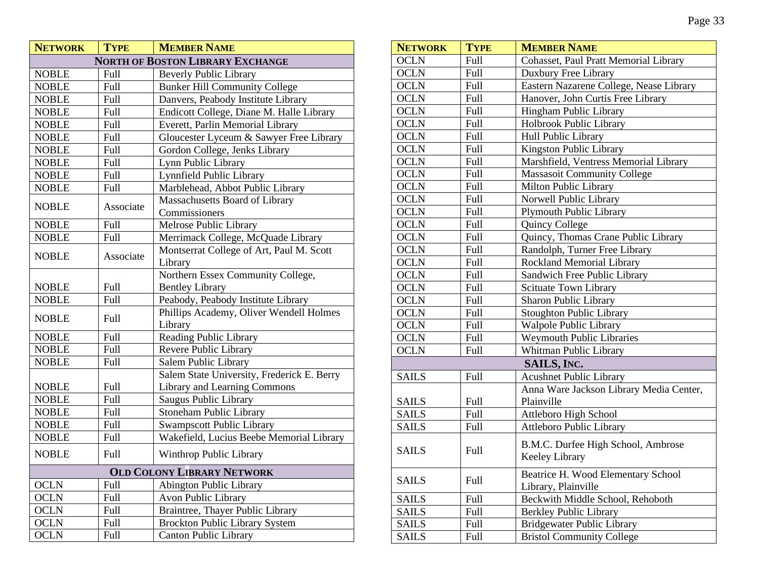| **Network** | **Type** | **Member Name** |
|---|---|---|
| **North of Boston Library Exchange** | | |
| NOBLE | Full | Beverly Public Library |
| NOBLE | Full | Bunker Hill Community College |
| NOBLE | Full | Danvers, Peabody Institute Library |
| NOBLE | Full | Endicott College, Diane M. Halle Library |
| NOBLE | Full | Everett, Parlin Memorial Library |
| NOBLE | Full | Gloucester Lyceum & Sawyer Free Library |
| NOBLE | Full | Gordon College, Jenks Library |
| NOBLE | Full | Lynn Public Library |
| NOBLE | Full | Lynnfield Public Library |
| NOBLE | Full | Marblehead, Abbot Public Library |
| NOBLE | Associate | Massachusetts Board of Library Commissioners |
| NOBLE | Full | Melrose Public Library |
| NOBLE | Full | Merrimack College, McQuade Library |
| NOBLE | Associate | Montserrat College of Art, Paul M. Scott Library |
| NOBLE | Full | Northern Essex Community College, Bentley Library |
| NOBLE | Full | Peabody, Peabody Institute Library |
| NOBLE | Full | Phillips Academy, Oliver Wendell Holmes Library |
| NOBLE | Full | Reading Public Library |
| NOBLE | Full | Revere Public Library |
| NOBLE | Full | Salem Public Library |
| NOBLE | Full | Salem State University, Frederick E. Berry Library and Learning Commons |
| NOBLE | Full | Saugus Public Library |
| NOBLE | Full | Stoneham Public Library |
| NOBLE | Full | Swampscott Public Library |
| NOBLE | Full | Wakefield, Lucius Beebe Memorial Library |
| NOBLE | Full | Winthrop Public Library |
| **Old Colony Library Network** | | |
| OCLN | Full | Abington Public Library |
| OCLN | Full | Avon Public Library |
| OCLN | Full | Braintree, Thayer Public Library |
| OCLN | Full | Brockton Public Library System |
| OCLN | Full | Canton Public Library |
| OCLN | Full | Cohasset, Paul Pratt Memorial Library |
| OCLN | Full | Duxbury Free Library |
| OCLN | Full | Eastern Nazarene College, Nease Library |
| OCLN | Full | Hanover, John Curtis Free Library |
| OCLN | Full | Hingham Public Library |
| OCLN | Full | Holbrook Public Library |
| OCLN | Full | Hull Public Library |
| OCLN | Full | Kingston Public Library |
| OCLN | Full | Marshfield, Ventress Memorial Library |
| OCLN | Full | Massasoit Community College |
| OCLN | Full | Milton Public Library |
| OCLN | Full | Norwell Public Library |
| OCLN | Full | Plymouth Public Library |
| OCLN | Full | Quincy College |
| OCLN | Full | Quincy, Thomas Crane Public Library |
| OCLN | Full | Randolph, Turner Free Library |
| OCLN | Full | Rockland Memorial Library |
| OCLN | Full | Sandwich Free Public Library |
| OCLN | Full | Scituate Town Library |
| OCLN | Full | Sharon Public Library |
| OCLN | Full | Stoughton Public Library |
| OCLN | Full | Walpole Public Library |
| OCLN | Full | Weymouth Public Libraries |
| OCLN | Full | Whitman Public Library |
| **SAILS, Inc.** | | |
| SAILS | Full | Acushnet Public Library |
| SAILS | Full | Anna Ware Jackson Library Media Center, Plainville |
| SAILS | Full | Attleboro High School |
| SAILS | Full | Attleboro Public Library |
| SAILS | Full | B.M.C. Durfee High School, Ambrose Keeley Library |
| SAILS | Full | Beatrice H. Wood Elementary School Library, Plainville |
| SAILS | Full | Beckwith Middle School, Rehoboth |
| SAILS | Full | Berkley Public Library |
| SAILS | Full | Bridgewater Public Library |
| SAILS | Full | Bristol Community College |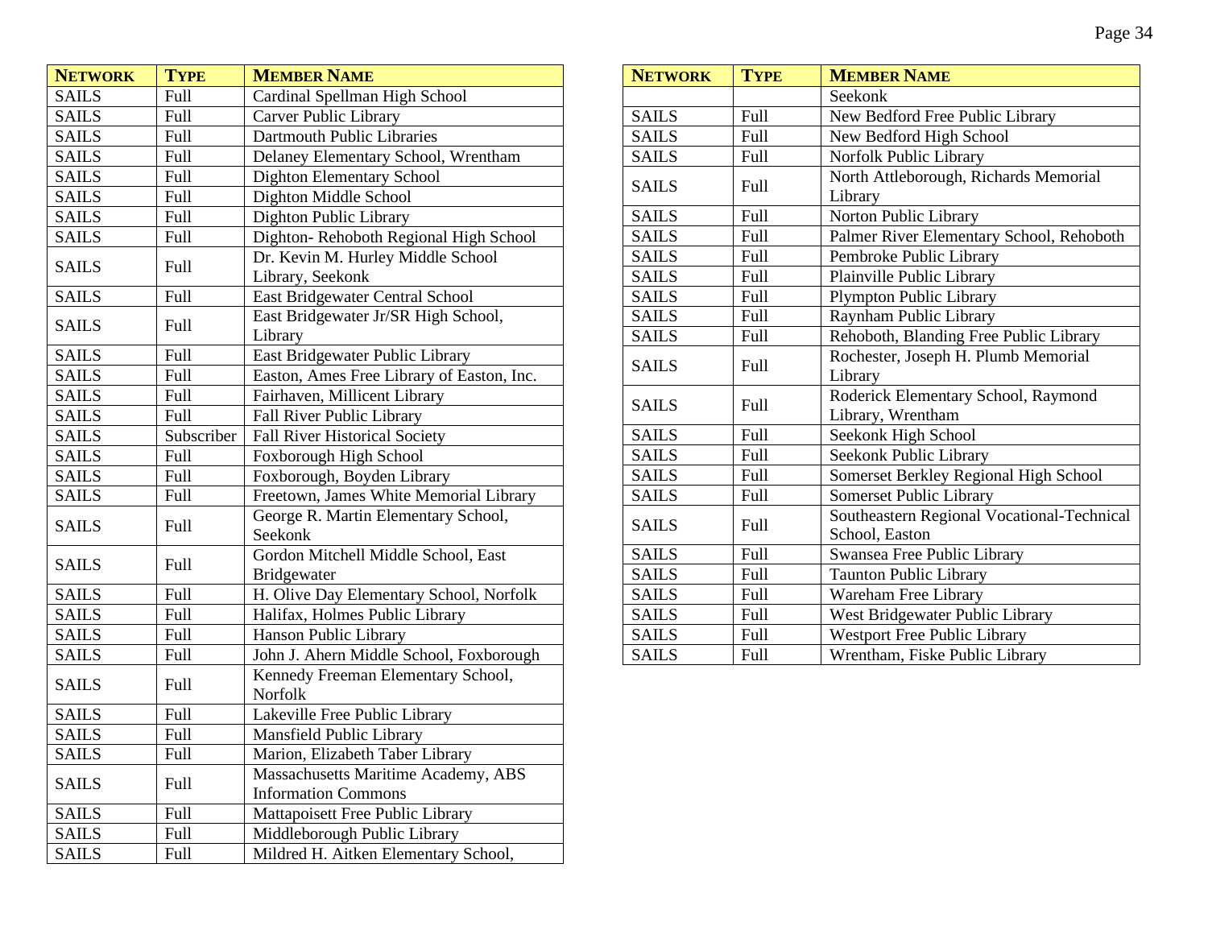| NETWORK | TYPE | MEMBER NAME |
|---|---|---|
| SAILS | Full | Cardinal Spellman High School |
| SAILS | Full | Carver Public Library |
| SAILS | Full | Dartmouth Public Libraries |
| SAILS | Full | Delaney Elementary School, Wrentham |
| SAILS | Full | Dighton Elementary School |
| SAILS | Full | Dighton Middle School |
| SAILS | Full | Dighton Public Library |
| SAILS | Full | Dighton- Rehoboth Regional High School |
| SAILS | Full | Dr. Kevin M. Hurley Middle School Library, Seekonk |
| SAILS | Full | East Bridgewater Central School |
| SAILS | Full | East Bridgewater Jr/SR High School, Library |
| SAILS | Full | East Bridgewater Public Library |
| SAILS | Full | Easton, Ames Free Library of Easton, Inc. |
| SAILS | Full | Fairhaven, Millicent Library |
| SAILS | Full | Fall River Public Library |
| SAILS | Subscriber | Fall River Historical Society |
| SAILS | Full | Foxborough High School |
| SAILS | Full | Foxborough, Boyden Library |
| SAILS | Full | Freetown, James White Memorial Library |
| SAILS | Full | George R. Martin Elementary School, Seekonk |
| SAILS | Full | Gordon Mitchell Middle School, East Bridgewater |
| SAILS | Full | H. Olive Day Elementary School, Norfolk |
| SAILS | Full | Halifax, Holmes Public Library |
| SAILS | Full | Hanson Public Library |
| SAILS | Full | John J. Ahern Middle School, Foxborough |
| SAILS | Full | Kennedy Freeman Elementary School, Norfolk |
| SAILS | Full | Lakeville Free Public Library |
| SAILS | Full | Mansfield Public Library |
| SAILS | Full | Marion, Elizabeth Taber Library |
| SAILS | Full | Massachusetts Maritime Academy, ABS Information Commons |
| SAILS | Full | Mattapoisett Free Public Library |
| SAILS | Full | Middleborough Public Library |
| SAILS | Full | Mildred H. Aitken Elementary School, Seekonk |
| SAILS | Full | New Bedford Free Public Library |
| SAILS | Full | New Bedford High School |
| SAILS | Full | Norfolk Public Library |
| SAILS | Full | North Attleborough, Richards Memorial Library |
| SAILS | Full | Norton Public Library |
| SAILS | Full | Palmer River Elementary School, Rehoboth |
| SAILS | Full | Pembroke Public Library |
| SAILS | Full | Plainville Public Library |
| SAILS | Full | Plympton Public Library |
| SAILS | Full | Raynham Public Library |
| SAILS | Full | Rehoboth, Blanding Free Public Library |
| SAILS | Full | Rochester, Joseph H. Plumb Memorial Library |
| SAILS | Full | Roderick Elementary School, Raymond Library, Wrentham |
| SAILS | Full | Seekonk High School |
| SAILS | Full | Seekonk Public Library |
| SAILS | Full | Somerset Berkley Regional High School |
| SAILS | Full | Somerset Public Library |
| SAILS | Full | Southeastern Regional Vocational-Technical School, Easton |
| SAILS | Full | Swansea Free Public Library |
| SAILS | Full | Taunton Public Library |
| SAILS | Full | Wareham Free Library |
| SAILS | Full | West Bridgewater Public Library |
| SAILS | Full | Westport Free Public Library |
| SAILS | Full | Wrentham, Fiske Public Library |